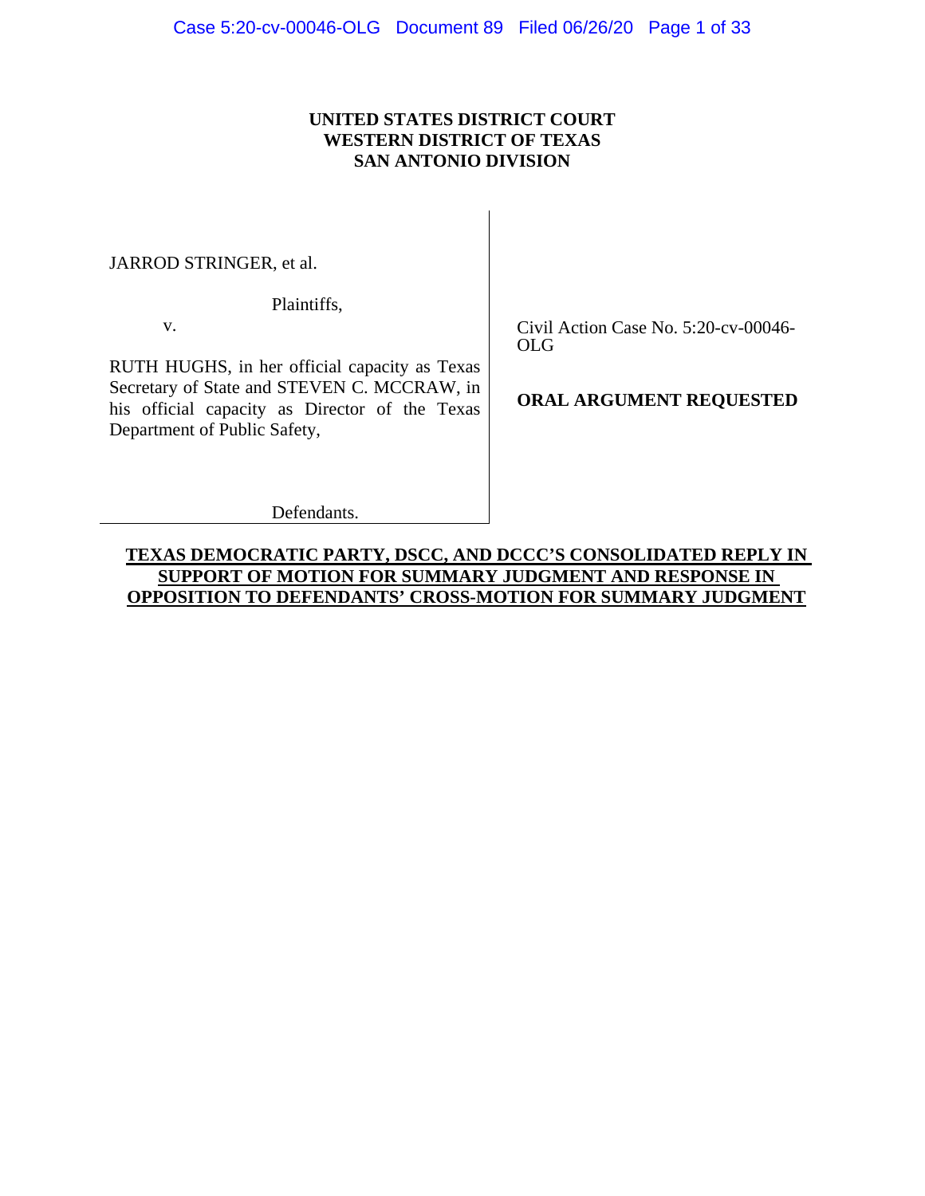**UNITED STATES DISTRICT COURT**
**WESTERN DISTRICT OF TEXAS**
**SAN ANTONIO DIVISION**

JARROD STRINGER, et al.

Plaintiffs,

v.

RUTH HUGHS, in her official capacity as Texas Secretary of State and STEVEN C. MCCRAW, in his official capacity as Director of the Texas Department of Public Safety,

Defendants.

Civil Action Case No. 5:20-cv-00046-OLG

**ORAL ARGUMENT REQUESTED**

**TEXAS DEMOCRATIC PARTY, DSCC, AND DCCC'S CONSOLIDATED REPLY IN SUPPORT OF MOTION FOR SUMMARY JUDGMENT AND RESPONSE IN OPPOSITION TO DEFENDANTS' CROSS-MOTION FOR SUMMARY JUDGMENT**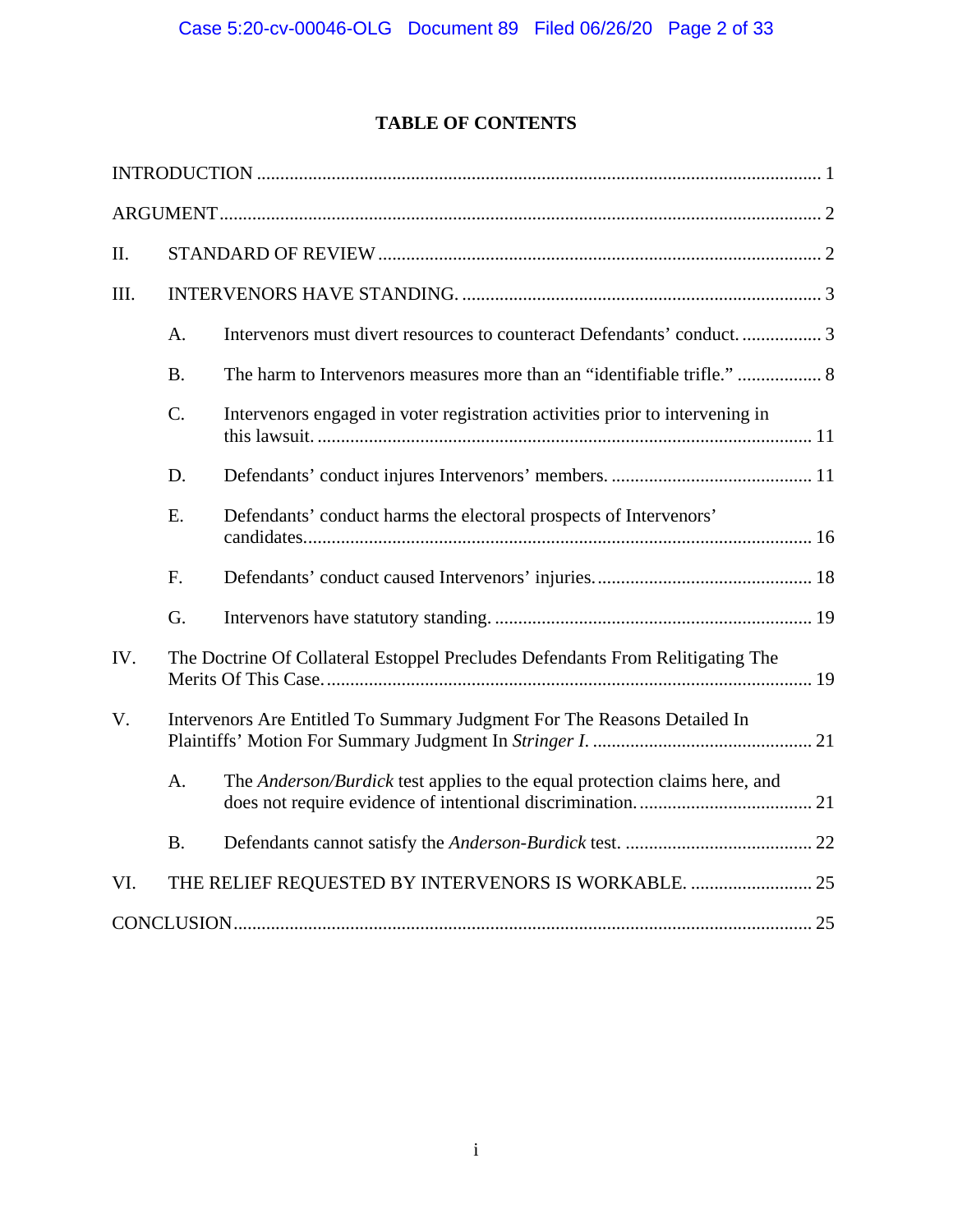# TABLE OF CONTENTS

INTRODUCTION ........................................................................................................................ 1

ARGUMENT ............................................................................................................................... 2

II. STANDARD OF REVIEW ........................................................................................... 2

III. INTERVENORS HAVE STANDING. ........................................................................ 3

- A. Intervenors must divert resources to counteract Defendants' conduct. ................. 3
- B. The harm to Intervenors measures more than an "identifiable trifle." .................. 8
- C. Intervenors engaged in voter registration activities prior to intervening in this lawsuit. ................................................................................................... 11
- D. Defendants' conduct injures Intervenors' members. ............................................ 11
- E. Defendants' conduct harms the electoral prospects of Intervenors' candidates. ............................................................................................................ 16
- F. Defendants' conduct caused Intervenors' injuries. .............................................. 18
- G. Intervenors have statutory standing. .................................................................... 19

IV. The Doctrine Of Collateral Estoppel Precludes Defendants From Relitigating The Merits Of This Case. ........................................................................................ 19

V. Intervenors Are Entitled To Summary Judgment For The Reasons Detailed In Plaintiffs' Motion For Summary Judgment In *Stringer I*. ............................................ 21

- A. The *Anderson/Burdick* test applies to the equal protection claims here, and does not require evidence of intentional discrimination. ..................................... 21
- B. Defendants cannot satisfy the *Anderson-Burdick* test. ........................................ 22

VI. THE RELIEF REQUESTED BY INTERVENORS IS WORKABLE. .......................... 25

CONCLUSION ........................................................................................................................... 25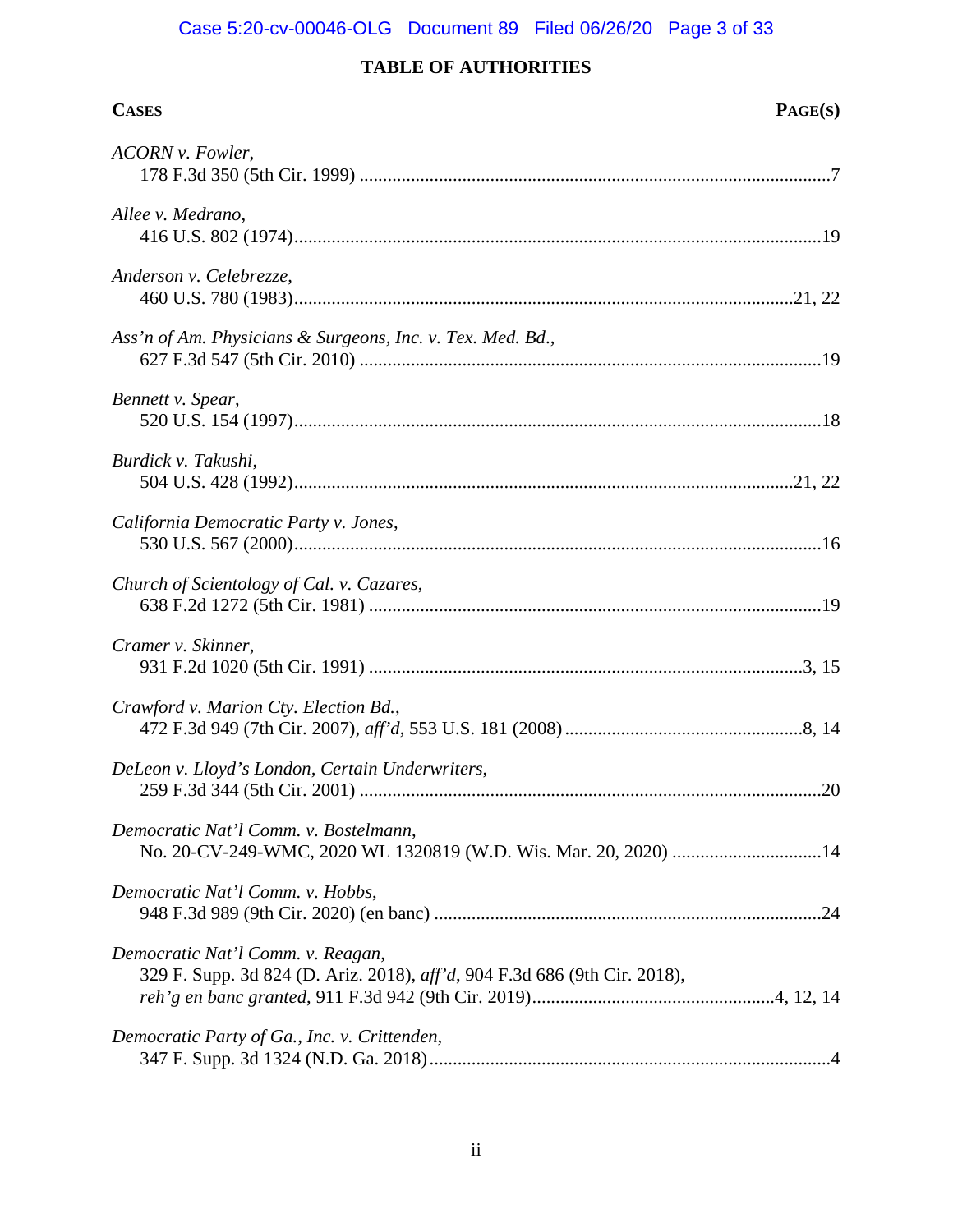## TABLE OF AUTHORITIES

| CASES | PAGE(S) |
|---|---|
| *ACORN v. Fowler*, 178 F.3d 350 (5th Cir. 1999) | 7 |
| *Allee v. Medrano*, 416 U.S. 802 (1974) | 19 |
| *Anderson v. Celebrezze*, 460 U.S. 780 (1983) | 21, 22 |
| *Ass'n of Am. Physicians & Surgeons, Inc. v. Tex. Med. Bd.*, 627 F.3d 547 (5th Cir. 2010) | 19 |
| *Bennett v. Spear*, 520 U.S. 154 (1997) | 18 |
| *Burdick v. Takushi*, 504 U.S. 428 (1992) | 21, 22 |
| *California Democratic Party v. Jones*, 530 U.S. 567 (2000) | 16 |
| *Church of Scientology of Cal. v. Cazares*, 638 F.2d 1272 (5th Cir. 1981) | 19 |
| *Cramer v. Skinner*, 931 F.2d 1020 (5th Cir. 1991) | 3, 15 |
| *Crawford v. Marion Cty. Election Bd.*, 472 F.3d 949 (7th Cir. 2007), *aff'd*, 553 U.S. 181 (2008) | 8, 14 |
| *DeLeon v. Lloyd's London, Certain Underwriters*, 259 F.3d 344 (5th Cir. 2001) | 20 |
| *Democratic Nat'l Comm. v. Bostelmann*, No. 20-CV-249-WMC, 2020 WL 1320819 (W.D. Wis. Mar. 20, 2020) | 14 |
| *Democratic Nat'l Comm. v. Hobbs*, 948 F.3d 989 (9th Cir. 2020) (en banc) | 24 |
| *Democratic Nat'l Comm. v. Reagan*, 329 F. Supp. 3d 824 (D. Ariz. 2018), *aff'd*, 904 F.3d 686 (9th Cir. 2018), *reh'g en banc granted*, 911 F.3d 942 (9th Cir. 2019) | 4, 12, 14 |
| *Democratic Party of Ga., Inc. v. Crittenden*, 347 F. Supp. 3d 1324 (N.D. Ga. 2018) | 4 |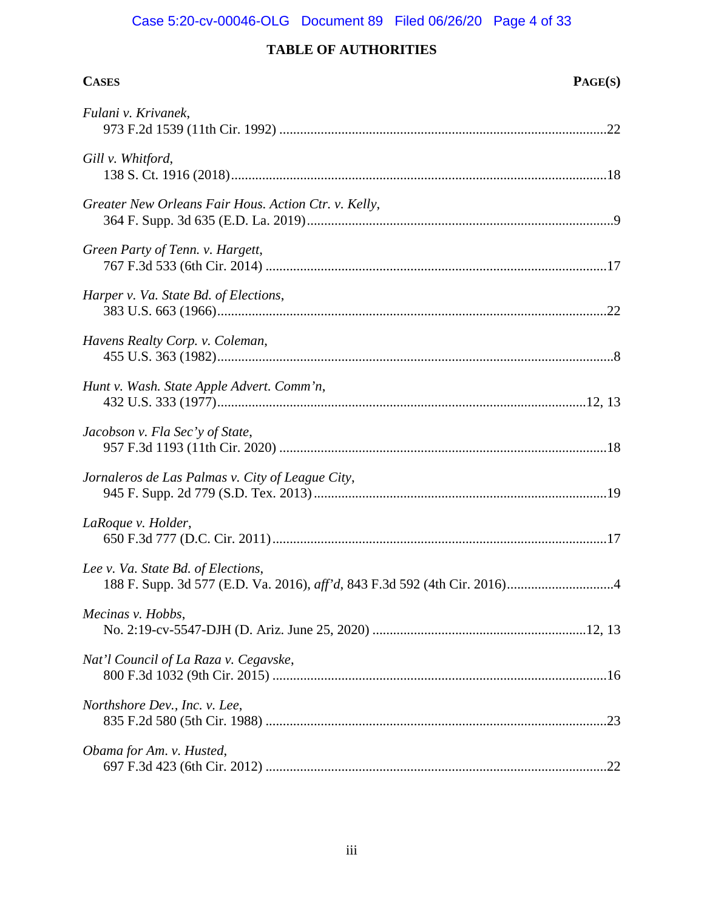# TABLE OF AUTHORITIES

| CASES | PAGE(S) |
|---|---|
| *Fulani v. Krivanek*, 973 F.2d 1539 (11th Cir. 1992) | 22 |
| *Gill v. Whitford*, 138 S. Ct. 1916 (2018) | 18 |
| *Greater New Orleans Fair Hous. Action Ctr. v. Kelly*, 364 F. Supp. 3d 635 (E.D. La. 2019) | 9 |
| *Green Party of Tenn. v. Hargett*, 767 F.3d 533 (6th Cir. 2014) | 17 |
| *Harper v. Va. State Bd. of Elections*, 383 U.S. 663 (1966) | 22 |
| *Havens Realty Corp. v. Coleman*, 455 U.S. 363 (1982) | 8 |
| *Hunt v. Wash. State Apple Advert. Comm'n*, 432 U.S. 333 (1977) | 12, 13 |
| *Jacobson v. Fla Sec'y of State*, 957 F.3d 1193 (11th Cir. 2020) | 18 |
| *Jornaleros de Las Palmas v. City of League City*, 945 F. Supp. 2d 779 (S.D. Tex. 2013) | 19 |
| *LaRoque v. Holder*, 650 F.3d 777 (D.C. Cir. 2011) | 17 |
| *Lee v. Va. State Bd. of Elections*, 188 F. Supp. 3d 577 (E.D. Va. 2016), *aff'd*, 843 F.3d 592 (4th Cir. 2016) | 4 |
| *Mecinas v. Hobbs*, No. 2:19-cv-5547-DJH (D. Ariz. June 25, 2020) | 12, 13 |
| *Nat'l Council of La Raza v. Cegavske*, 800 F.3d 1032 (9th Cir. 2015) | 16 |
| *Northshore Dev., Inc. v. Lee*, 835 F.2d 580 (5th Cir. 1988) | 23 |
| *Obama for Am. v. Husted*, 697 F.3d 423 (6th Cir. 2012) | 22 |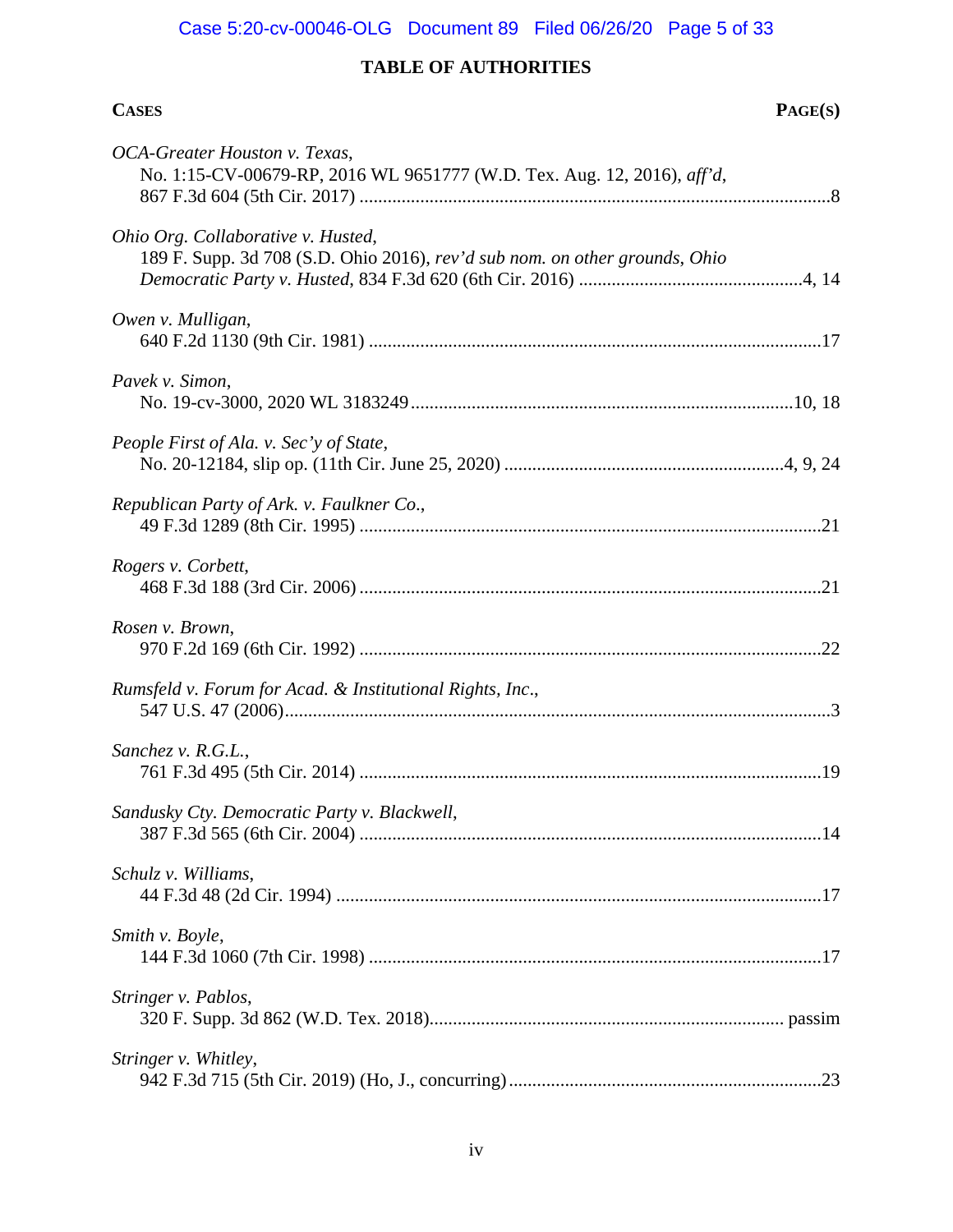## TABLE OF AUTHORITIES

| CASES | PAGE(S) |
|---|---|
| *OCA-Greater Houston v. Texas*, No. 1:15-CV-00679-RP, 2016 WL 9651777 (W.D. Tex. Aug. 12, 2016), *aff'd*, 867 F.3d 604 (5th Cir. 2017) | 8 |
| *Ohio Org. Collaborative v. Husted*, 189 F. Supp. 3d 708 (S.D. Ohio 2016), *rev'd sub nom. on other grounds*, *Ohio Democratic Party v. Husted*, 834 F.3d 620 (6th Cir. 2016) | 4, 14 |
| *Owen v. Mulligan*, 640 F.2d 1130 (9th Cir. 1981) | 17 |
| *Pavek v. Simon*, No. 19-cv-3000, 2020 WL 3183249 | 10, 18 |
| *People First of Ala. v. Sec'y of State*, No. 20-12184, slip op. (11th Cir. June 25, 2020) | 4, 9, 24 |
| *Republican Party of Ark. v. Faulkner Co.*, 49 F.3d 1289 (8th Cir. 1995) | 21 |
| *Rogers v. Corbett*, 468 F.3d 188 (3rd Cir. 2006) | 21 |
| *Rosen v. Brown*, 970 F.2d 169 (6th Cir. 1992) | 22 |
| *Rumsfeld v. Forum for Acad. & Institutional Rights, Inc.*, 547 U.S. 47 (2006) | 3 |
| *Sanchez v. R.G.L.*, 761 F.3d 495 (5th Cir. 2014) | 19 |
| *Sandusky Cty. Democratic Party v. Blackwell*, 387 F.3d 565 (6th Cir. 2004) | 14 |
| *Schulz v. Williams*, 44 F.3d 48 (2d Cir. 1994) | 17 |
| *Smith v. Boyle*, 144 F.3d 1060 (7th Cir. 1998) | 17 |
| *Stringer v. Pablos*, 320 F. Supp. 3d 862 (W.D. Tex. 2018) | passim |
| *Stringer v. Whitley*, 942 F.3d 715 (5th Cir. 2019) (Ho, J., concurring) | 23 |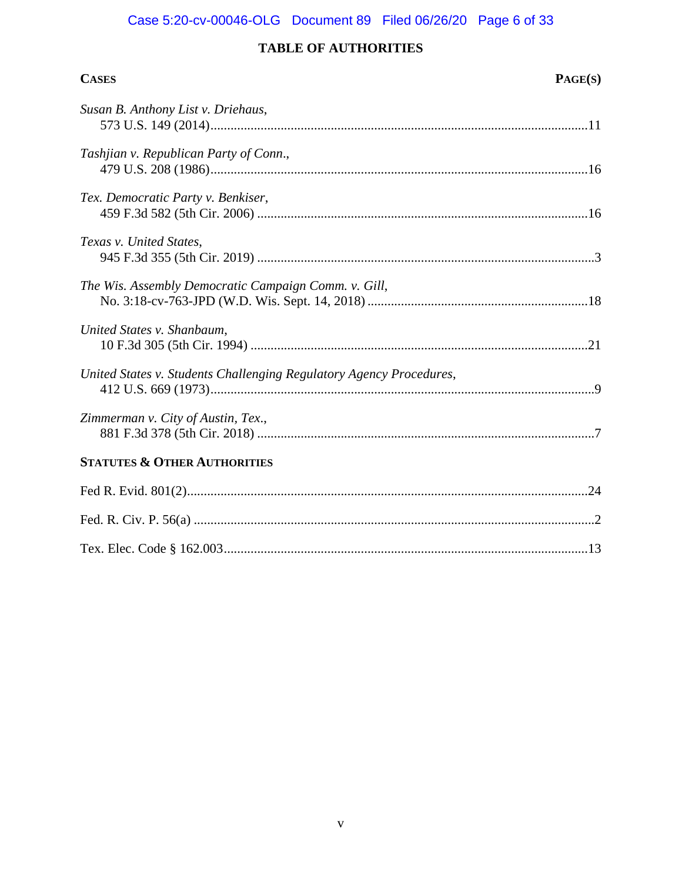## TABLE OF AUTHORITIES

**CASES** **PAGE(S)**

*Susan B. Anthony List v. Driehaus*,
573 U.S. 149 (2014)................................................................................................................11

*Tashjian v. Republican Party of Conn.*,
479 U.S. 208 (1986)................................................................................................................16

*Tex. Democratic Party v. Benkiser*,
459 F.3d 582 (5th Cir. 2006) ..................................................................................................16

*Texas v. United States*,
945 F.3d 355 (5th Cir. 2019) ....................................................................................................3

*The Wis. Assembly Democratic Campaign Comm. v. Gill*,
No. 3:18-cv-763-JPD (W.D. Wis. Sept. 14, 2018) ..................................................................18

*United States v. Shanbaum*,
10 F.3d 305 (5th Cir. 1994) ....................................................................................................21

*United States v. Students Challenging Regulatory Agency Procedures*,
412 U.S. 669 (1973)..................................................................................................................9

*Zimmerman v. City of Austin, Tex.*,
881 F.3d 378 (5th Cir. 2018) ....................................................................................................7

**STATUTES & OTHER AUTHORITIES**

Fed R. Evid. 801(2).......................................................................................................................24

Fed. R. Civ. P. 56(a) .......................................................................................................................2

Tex. Elec. Code § 162.003............................................................................................................13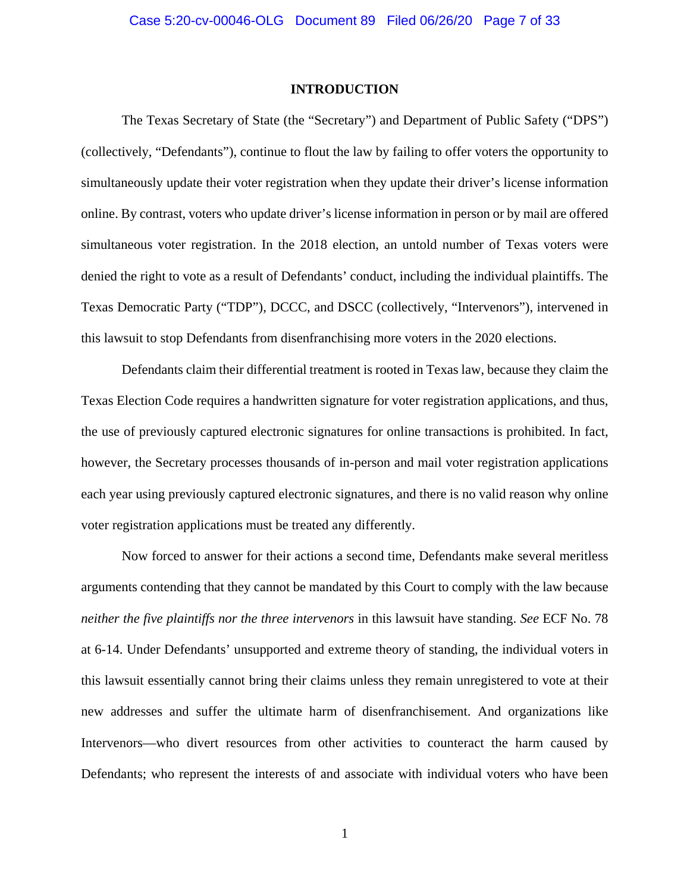# INTRODUCTION

The Texas Secretary of State (the "Secretary") and Department of Public Safety ("DPS") (collectively, "Defendants"), continue to flout the law by failing to offer voters the opportunity to simultaneously update their voter registration when they update their driver's license information online. By contrast, voters who update driver's license information in person or by mail are offered simultaneous voter registration. In the 2018 election, an untold number of Texas voters were denied the right to vote as a result of Defendants' conduct, including the individual plaintiffs. The Texas Democratic Party ("TDP"), DCCC, and DSCC (collectively, "Intervenors"), intervened in this lawsuit to stop Defendants from disenfranchising more voters in the 2020 elections.

Defendants claim their differential treatment is rooted in Texas law, because they claim the Texas Election Code requires a handwritten signature for voter registration applications, and thus, the use of previously captured electronic signatures for online transactions is prohibited. In fact, however, the Secretary processes thousands of in-person and mail voter registration applications each year using previously captured electronic signatures, and there is no valid reason why online voter registration applications must be treated any differently.

Now forced to answer for their actions a second time, Defendants make several meritless arguments contending that they cannot be mandated by this Court to comply with the law because *neither the five plaintiffs nor the three intervenors* in this lawsuit have standing. *See* ECF No. 78 at 6-14. Under Defendants' unsupported and extreme theory of standing, the individual voters in this lawsuit essentially cannot bring their claims unless they remain unregistered to vote at their new addresses and suffer the ultimate harm of disenfranchisement. And organizations like Intervenors—who divert resources from other activities to counteract the harm caused by Defendants; who represent the interests of and associate with individual voters who have been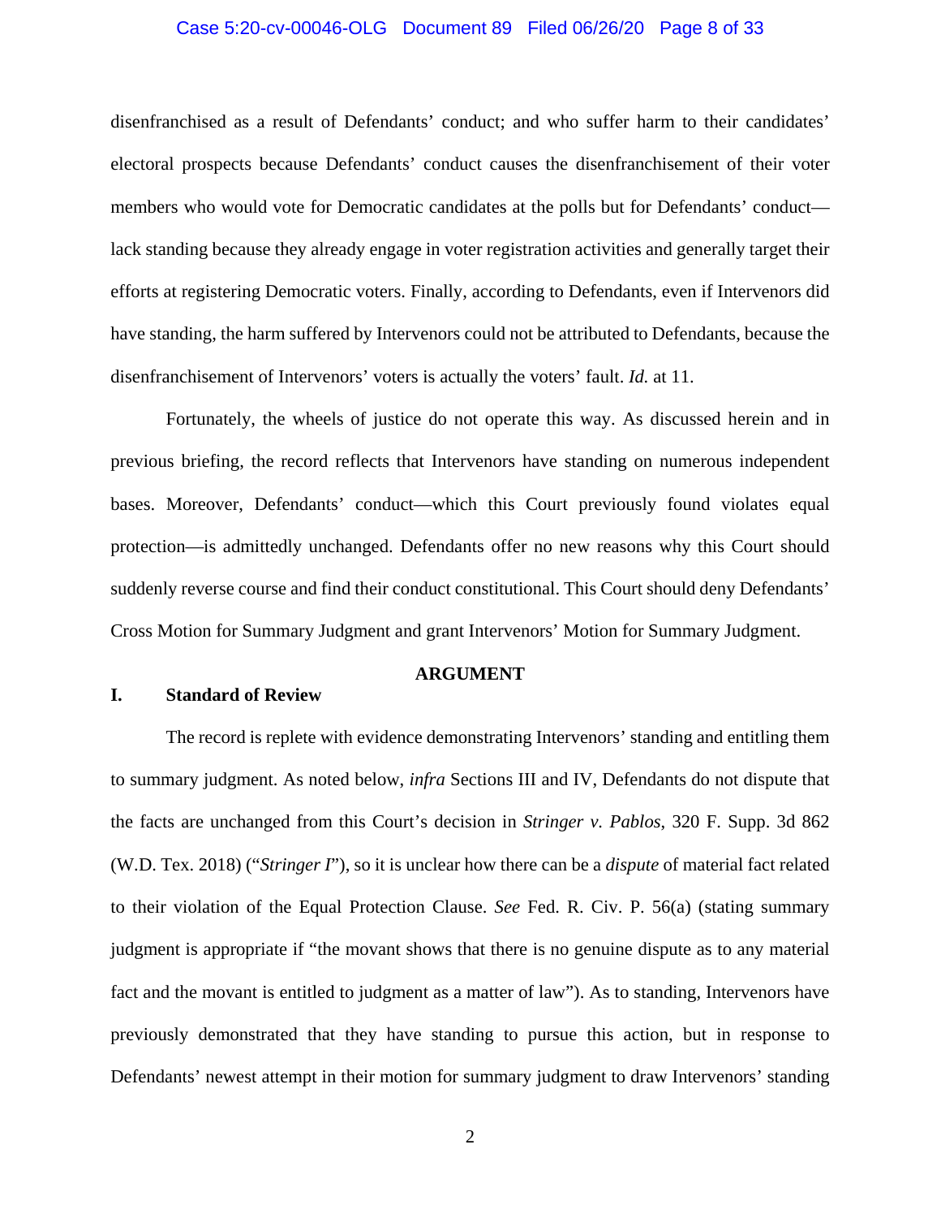disenfranchised as a result of Defendants' conduct; and who suffer harm to their candidates' electoral prospects because Defendants' conduct causes the disenfranchisement of their voter members who would vote for Democratic candidates at the polls but for Defendants' conduct—lack standing because they already engage in voter registration activities and generally target their efforts at registering Democratic voters. Finally, according to Defendants, even if Intervenors did have standing, the harm suffered by Intervenors could not be attributed to Defendants, because the disenfranchisement of Intervenors' voters is actually the voters' fault. *Id.* at 11.

Fortunately, the wheels of justice do not operate this way. As discussed herein and in previous briefing, the record reflects that Intervenors have standing on numerous independent bases. Moreover, Defendants' conduct—which this Court previously found violates equal protection—is admittedly unchanged. Defendants offer no new reasons why this Court should suddenly reverse course and find their conduct constitutional. This Court should deny Defendants' Cross Motion for Summary Judgment and grant Intervenors' Motion for Summary Judgment.

## ARGUMENT

### I. Standard of Review

The record is replete with evidence demonstrating Intervenors' standing and entitling them to summary judgment. As noted below, *infra* Sections III and IV, Defendants do not dispute that the facts are unchanged from this Court's decision in *Stringer v. Pablos*, 320 F. Supp. 3d 862 (W.D. Tex. 2018) ("*Stringer I*"), so it is unclear how there can be a *dispute* of material fact related to their violation of the Equal Protection Clause. *See* Fed. R. Civ. P. 56(a) (stating summary judgment is appropriate if "the movant shows that there is no genuine dispute as to any material fact and the movant is entitled to judgment as a matter of law"). As to standing, Intervenors have previously demonstrated that they have standing to pursue this action, but in response to Defendants' newest attempt in their motion for summary judgment to draw Intervenors' standing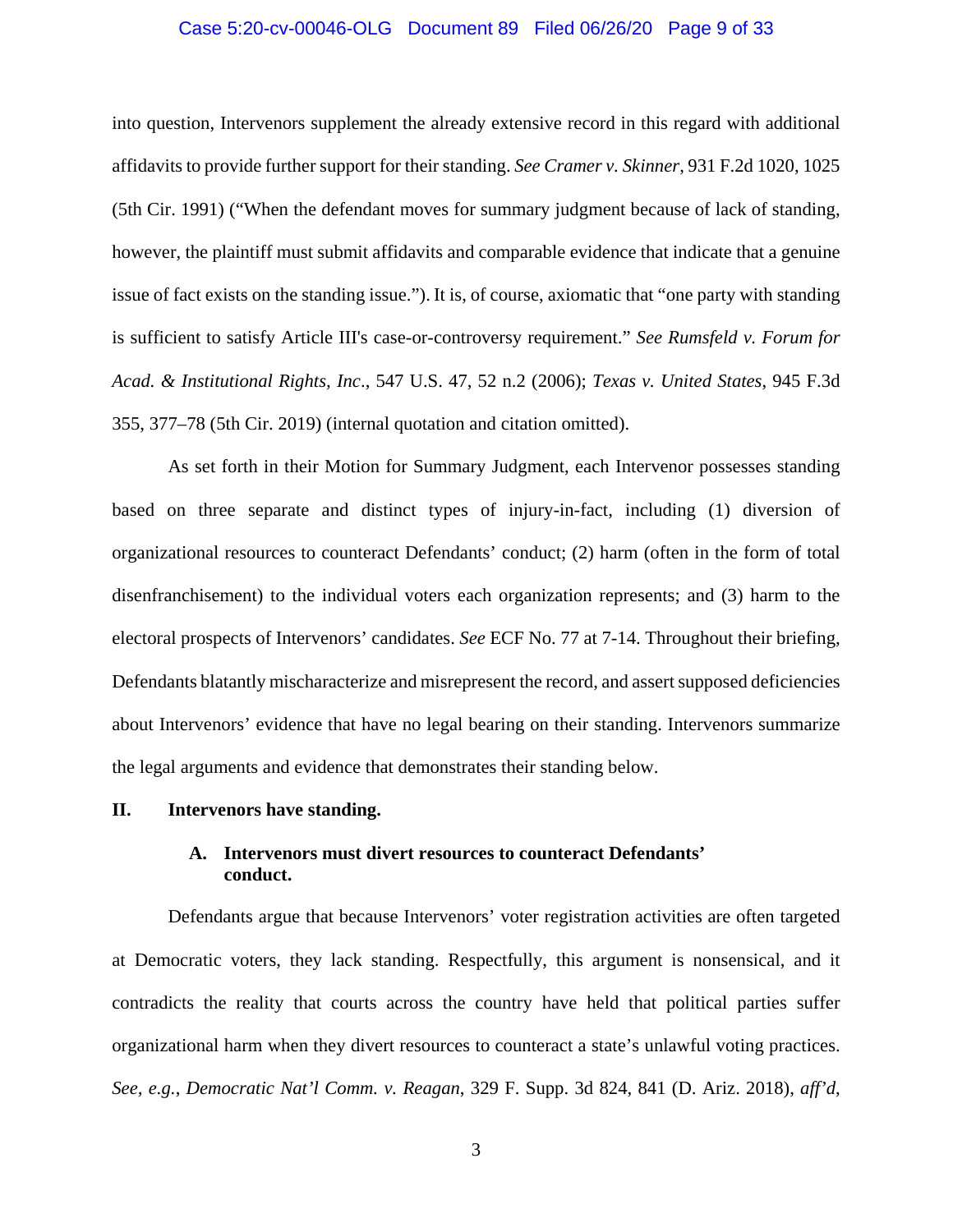into question, Intervenors supplement the already extensive record in this regard with additional affidavits to provide further support for their standing. *See Cramer v. Skinner*, 931 F.2d 1020, 1025 (5th Cir. 1991) ("When the defendant moves for summary judgment because of lack of standing, however, the plaintiff must submit affidavits and comparable evidence that indicate that a genuine issue of fact exists on the standing issue."). It is, of course, axiomatic that "one party with standing is sufficient to satisfy Article III's case-or-controversy requirement." *See Rumsfeld v. Forum for Acad. & Institutional Rights, Inc*., 547 U.S. 47, 52 n.2 (2006); *Texas v. United States*, 945 F.3d 355, 377–78 (5th Cir. 2019) (internal quotation and citation omitted).

As set forth in their Motion for Summary Judgment, each Intervenor possesses standing based on three separate and distinct types of injury-in-fact, including (1) diversion of organizational resources to counteract Defendants' conduct; (2) harm (often in the form of total disenfranchisement) to the individual voters each organization represents; and (3) harm to the electoral prospects of Intervenors' candidates. *See* ECF No. 77 at 7-14. Throughout their briefing, Defendants blatantly mischaracterize and misrepresent the record, and assert supposed deficiencies about Intervenors' evidence that have no legal bearing on their standing. Intervenors summarize the legal arguments and evidence that demonstrates their standing below.

## II. Intervenors have standing.

### A. Intervenors must divert resources to counteract Defendants' conduct.

Defendants argue that because Intervenors' voter registration activities are often targeted at Democratic voters, they lack standing. Respectfully, this argument is nonsensical, and it contradicts the reality that courts across the country have held that political parties suffer organizational harm when they divert resources to counteract a state's unlawful voting practices. *See, e.g.*, *Democratic Nat'l Comm. v. Reagan*, 329 F. Supp. 3d 824, 841 (D. Ariz. 2018), *aff'd*,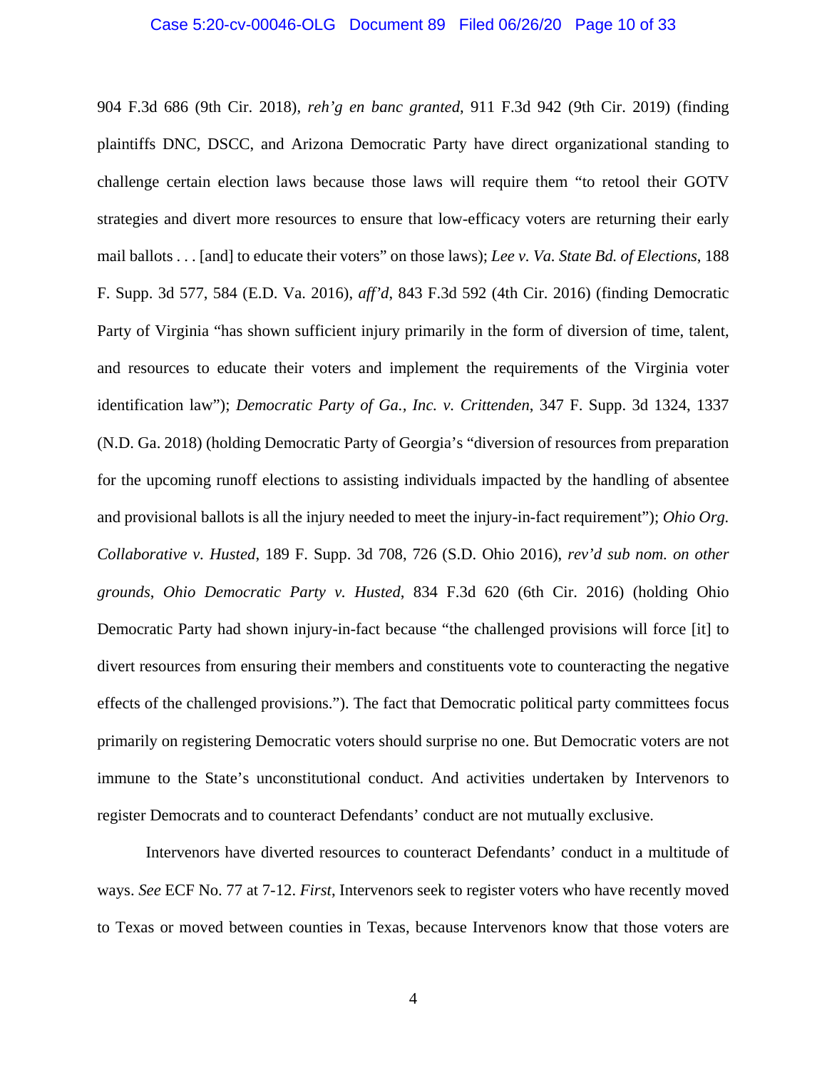904 F.3d 686 (9th Cir. 2018), *reh'g en banc granted*, 911 F.3d 942 (9th Cir. 2019) (finding plaintiffs DNC, DSCC, and Arizona Democratic Party have direct organizational standing to challenge certain election laws because those laws will require them "to retool their GOTV strategies and divert more resources to ensure that low-efficacy voters are returning their early mail ballots . . . [and] to educate their voters" on those laws); *Lee v. Va. State Bd. of Elections*, 188 F. Supp. 3d 577, 584 (E.D. Va. 2016), *aff'd*, 843 F.3d 592 (4th Cir. 2016) (finding Democratic Party of Virginia "has shown sufficient injury primarily in the form of diversion of time, talent, and resources to educate their voters and implement the requirements of the Virginia voter identification law"); *Democratic Party of Ga., Inc. v. Crittenden*, 347 F. Supp. 3d 1324, 1337 (N.D. Ga. 2018) (holding Democratic Party of Georgia's "diversion of resources from preparation for the upcoming runoff elections to assisting individuals impacted by the handling of absentee and provisional ballots is all the injury needed to meet the injury-in-fact requirement"); *Ohio Org. Collaborative v. Husted*, 189 F. Supp. 3d 708, 726 (S.D. Ohio 2016), *rev'd sub nom. on other grounds*, *Ohio Democratic Party v. Husted*, 834 F.3d 620 (6th Cir. 2016) (holding Ohio Democratic Party had shown injury-in-fact because "the challenged provisions will force [it] to divert resources from ensuring their members and constituents vote to counteracting the negative effects of the challenged provisions."). The fact that Democratic political party committees focus primarily on registering Democratic voters should surprise no one. But Democratic voters are not immune to the State's unconstitutional conduct. And activities undertaken by Intervenors to register Democrats and to counteract Defendants' conduct are not mutually exclusive.

Intervenors have diverted resources to counteract Defendants' conduct in a multitude of ways. *See* ECF No. 77 at 7-12. *First*, Intervenors seek to register voters who have recently moved to Texas or moved between counties in Texas, because Intervenors know that those voters are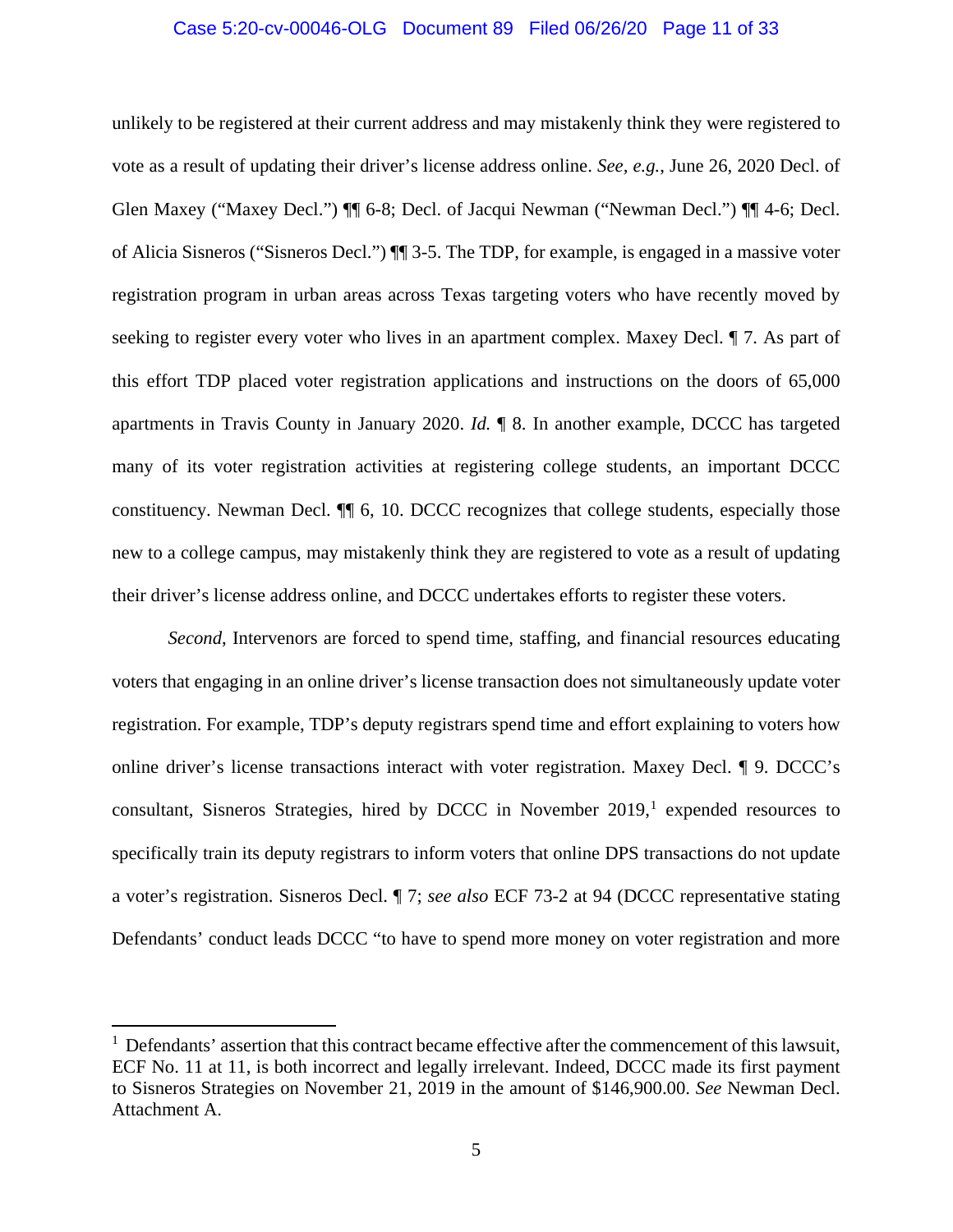unlikely to be registered at their current address and may mistakenly think they were registered to vote as a result of updating their driver's license address online. *See, e.g.*, June 26, 2020 Decl. of Glen Maxey ("Maxey Decl.") ¶¶ 6-8; Decl. of Jacqui Newman ("Newman Decl.") ¶¶ 4-6; Decl. of Alicia Sisneros ("Sisneros Decl.") ¶¶ 3-5. The TDP, for example, is engaged in a massive voter registration program in urban areas across Texas targeting voters who have recently moved by seeking to register every voter who lives in an apartment complex. Maxey Decl. ¶ 7. As part of this effort TDP placed voter registration applications and instructions on the doors of 65,000 apartments in Travis County in January 2020. *Id.* ¶ 8. In another example, DCCC has targeted many of its voter registration activities at registering college students, an important DCCC constituency. Newman Decl. ¶¶ 6, 10. DCCC recognizes that college students, especially those new to a college campus, may mistakenly think they are registered to vote as a result of updating their driver's license address online, and DCCC undertakes efforts to register these voters.

*Second*, Intervenors are forced to spend time, staffing, and financial resources educating voters that engaging in an online driver's license transaction does not simultaneously update voter registration. For example, TDP's deputy registrars spend time and effort explaining to voters how online driver's license transactions interact with voter registration. Maxey Decl. ¶ 9. DCCC's consultant, Sisneros Strategies, hired by DCCC in November 2019,[1] expended resources to specifically train its deputy registrars to inform voters that online DPS transactions do not update a voter's registration. Sisneros Decl. ¶ 7; *see also* ECF 73-2 at 94 (DCCC representative stating Defendants' conduct leads DCCC "to have to spend more money on voter registration and more

[1] Defendants' assertion that this contract became effective after the commencement of this lawsuit, ECF No. 11 at 11, is both incorrect and legally irrelevant. Indeed, DCCC made its first payment to Sisneros Strategies on November 21, 2019 in the amount of $146,900.00. *See* Newman Decl. Attachment A.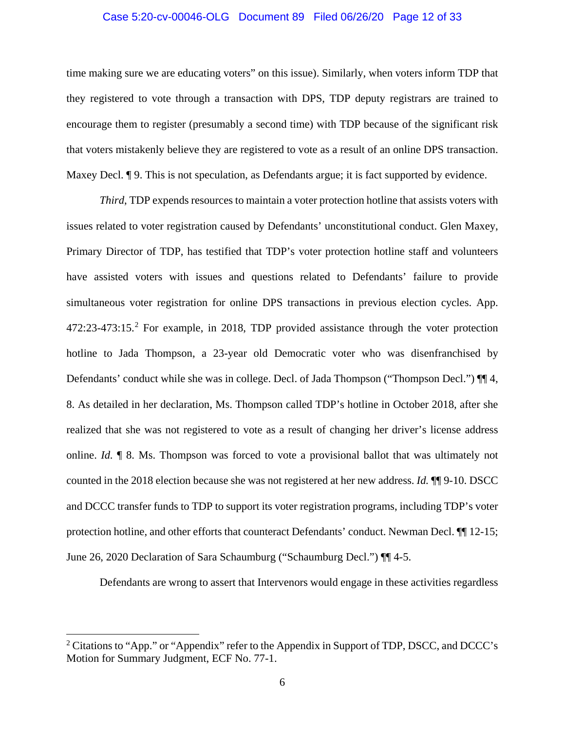time making sure we are educating voters" on this issue). Similarly, when voters inform TDP that they registered to vote through a transaction with DPS, TDP deputy registrars are trained to encourage them to register (presumably a second time) with TDP because of the significant risk that voters mistakenly believe they are registered to vote as a result of an online DPS transaction. Maxey Decl. ¶ 9. This is not speculation, as Defendants argue; it is fact supported by evidence.

*Third*, TDP expends resources to maintain a voter protection hotline that assists voters with issues related to voter registration caused by Defendants' unconstitutional conduct. Glen Maxey, Primary Director of TDP, has testified that TDP's voter protection hotline staff and volunteers have assisted voters with issues and questions related to Defendants' failure to provide simultaneous voter registration for online DPS transactions in previous election cycles. App. 472:23-473:15.[2] For example, in 2018, TDP provided assistance through the voter protection hotline to Jada Thompson, a 23-year old Democratic voter who was disenfranchised by Defendants' conduct while she was in college. Decl. of Jada Thompson ("Thompson Decl.") ¶¶ 4, 8. As detailed in her declaration, Ms. Thompson called TDP's hotline in October 2018, after she realized that she was not registered to vote as a result of changing her driver's license address online. *Id.* ¶ 8. Ms. Thompson was forced to vote a provisional ballot that was ultimately not counted in the 2018 election because she was not registered at her new address. *Id.* ¶¶ 9-10. DSCC and DCCC transfer funds to TDP to support its voter registration programs, including TDP's voter protection hotline, and other efforts that counteract Defendants' conduct. Newman Decl. ¶¶ 12-15; June 26, 2020 Declaration of Sara Schaumburg ("Schaumburg Decl.") ¶¶ 4-5.

Defendants are wrong to assert that Intervenors would engage in these activities regardless

---

[2] Citations to "App." or "Appendix" refer to the Appendix in Support of TDP, DSCC, and DCCC's Motion for Summary Judgment, ECF No. 77-1.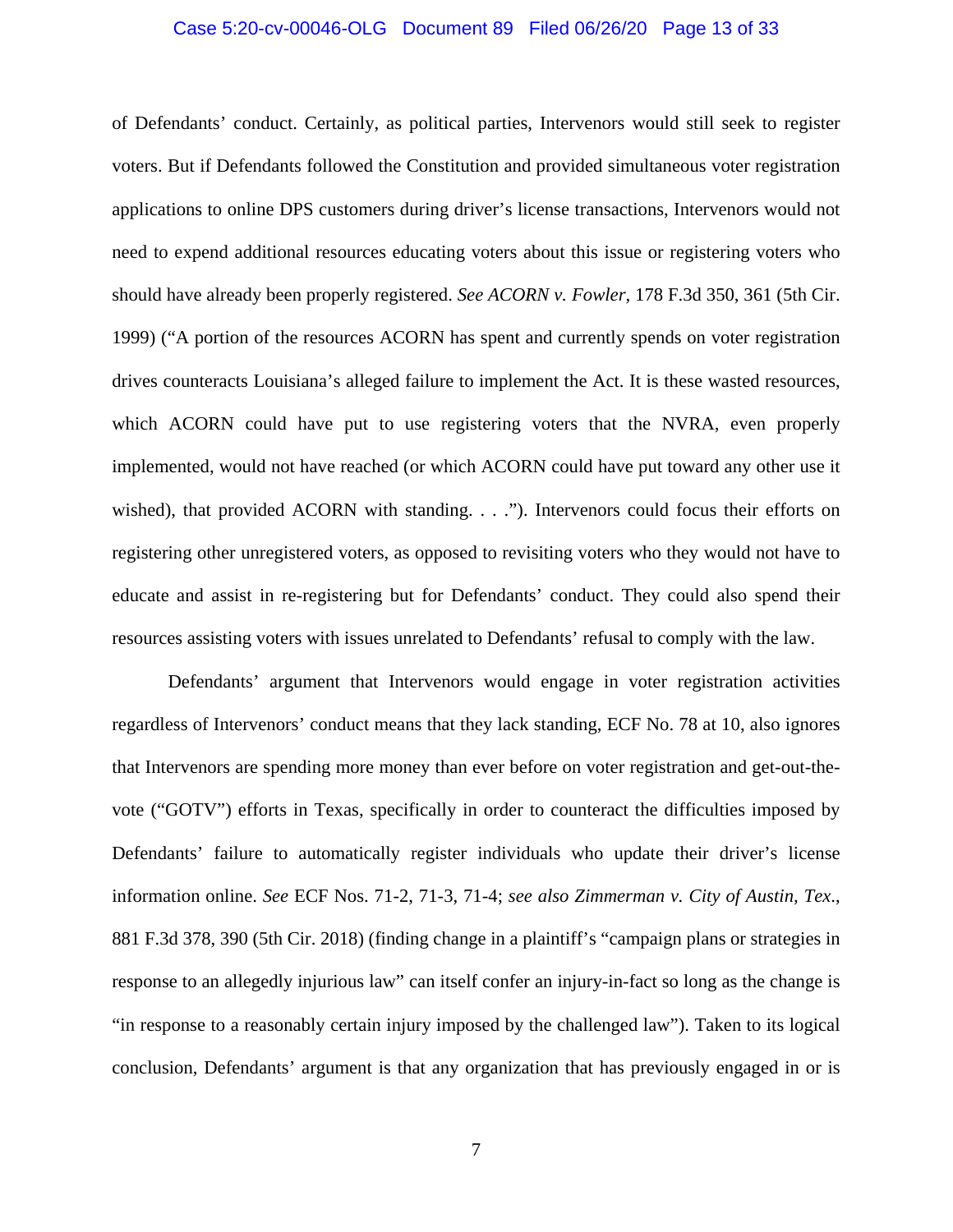of Defendants' conduct. Certainly, as political parties, Intervenors would still seek to register voters. But if Defendants followed the Constitution and provided simultaneous voter registration applications to online DPS customers during driver's license transactions, Intervenors would not need to expend additional resources educating voters about this issue or registering voters who should have already been properly registered. *See ACORN v. Fowler*, 178 F.3d 350, 361 (5th Cir. 1999) ("A portion of the resources ACORN has spent and currently spends on voter registration drives counteracts Louisiana's alleged failure to implement the Act. It is these wasted resources, which ACORN could have put to use registering voters that the NVRA, even properly implemented, would not have reached (or which ACORN could have put toward any other use it wished), that provided ACORN with standing. . . ."). Intervenors could focus their efforts on registering other unregistered voters, as opposed to revisiting voters who they would not have to educate and assist in re-registering but for Defendants' conduct. They could also spend their resources assisting voters with issues unrelated to Defendants' refusal to comply with the law.

Defendants' argument that Intervenors would engage in voter registration activities regardless of Intervenors' conduct means that they lack standing, ECF No. 78 at 10, also ignores that Intervenors are spending more money than ever before on voter registration and get-out-the-vote ("GOTV") efforts in Texas, specifically in order to counteract the difficulties imposed by Defendants' failure to automatically register individuals who update their driver's license information online. *See* ECF Nos. 71-2, 71-3, 71-4; *see also Zimmerman v. City of Austin, Tex.*, 881 F.3d 378, 390 (5th Cir. 2018) (finding change in a plaintiff's "campaign plans or strategies in response to an allegedly injurious law" can itself confer an injury-in-fact so long as the change is "in response to a reasonably certain injury imposed by the challenged law"). Taken to its logical conclusion, Defendants' argument is that any organization that has previously engaged in or is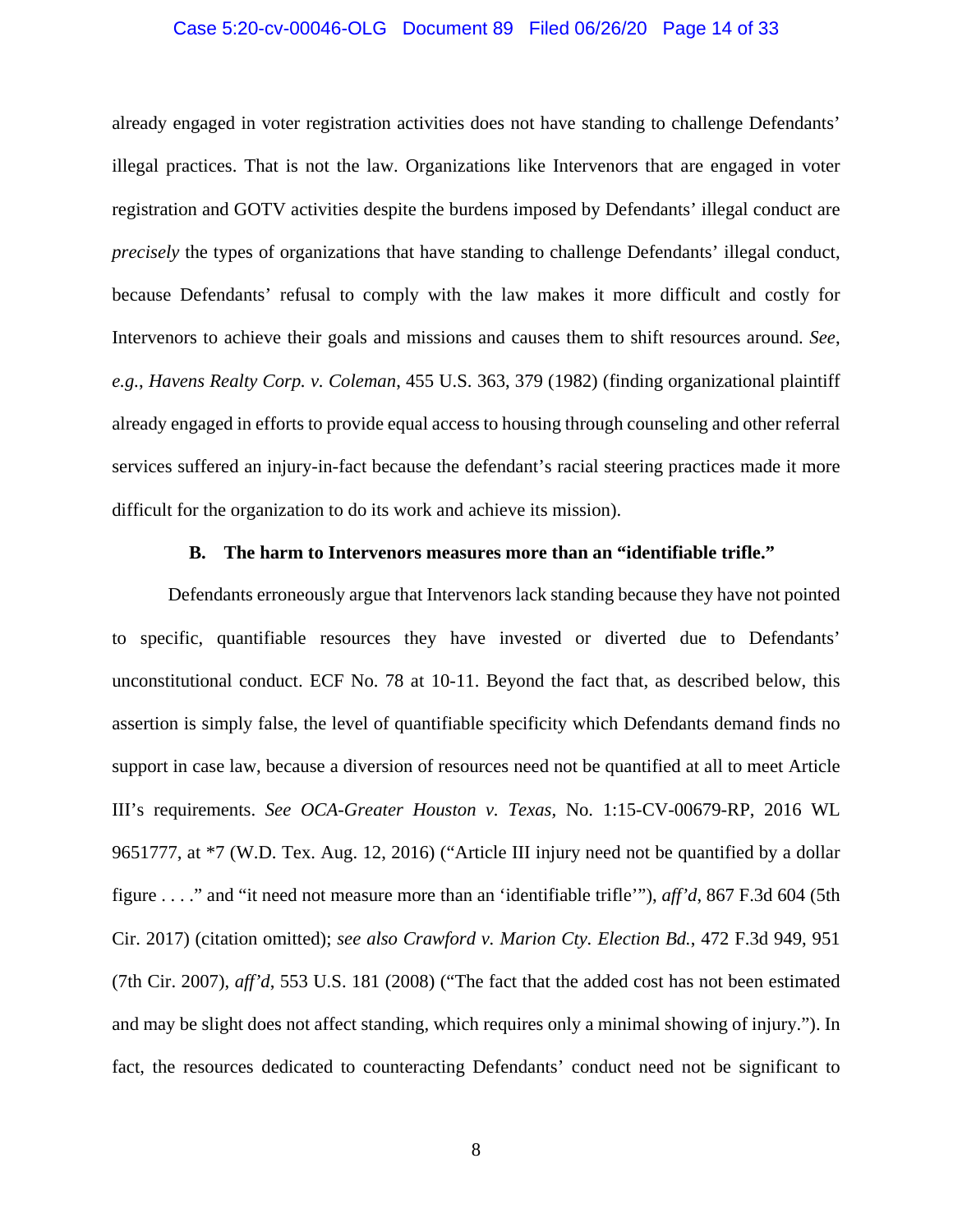already engaged in voter registration activities does not have standing to challenge Defendants' illegal practices. That is not the law. Organizations like Intervenors that are engaged in voter registration and GOTV activities despite the burdens imposed by Defendants' illegal conduct are *precisely* the types of organizations that have standing to challenge Defendants' illegal conduct, because Defendants' refusal to comply with the law makes it more difficult and costly for Intervenors to achieve their goals and missions and causes them to shift resources around. *See, e.g.*, *Havens Realty Corp. v. Coleman*, 455 U.S. 363, 379 (1982) (finding organizational plaintiff already engaged in efforts to provide equal access to housing through counseling and other referral services suffered an injury-in-fact because the defendant's racial steering practices made it more difficult for the organization to do its work and achieve its mission).

### B. The harm to Intervenors measures more than an "identifiable trifle."

Defendants erroneously argue that Intervenors lack standing because they have not pointed to specific, quantifiable resources they have invested or diverted due to Defendants' unconstitutional conduct. ECF No. 78 at 10-11. Beyond the fact that, as described below, this assertion is simply false, the level of quantifiable specificity which Defendants demand finds no support in case law, because a diversion of resources need not be quantified at all to meet Article III's requirements. *See OCA-Greater Houston v. Texas*, No. 1:15-CV-00679-RP, 2016 WL 9651777, at *7 (W.D. Tex. Aug. 12, 2016) ("Article III injury need not be quantified by a dollar figure . . . ." and "it need not measure more than an 'identifiable trifle'"), *aff'd*, 867 F.3d 604 (5th Cir. 2017) (citation omitted); *see also Crawford v. Marion Cty. Election Bd.*, 472 F.3d 949, 951 (7th Cir. 2007), *aff'd*, 553 U.S. 181 (2008) ("The fact that the added cost has not been estimated and may be slight does not affect standing, which requires only a minimal showing of injury."). In fact, the resources dedicated to counteracting Defendants' conduct need not be significant to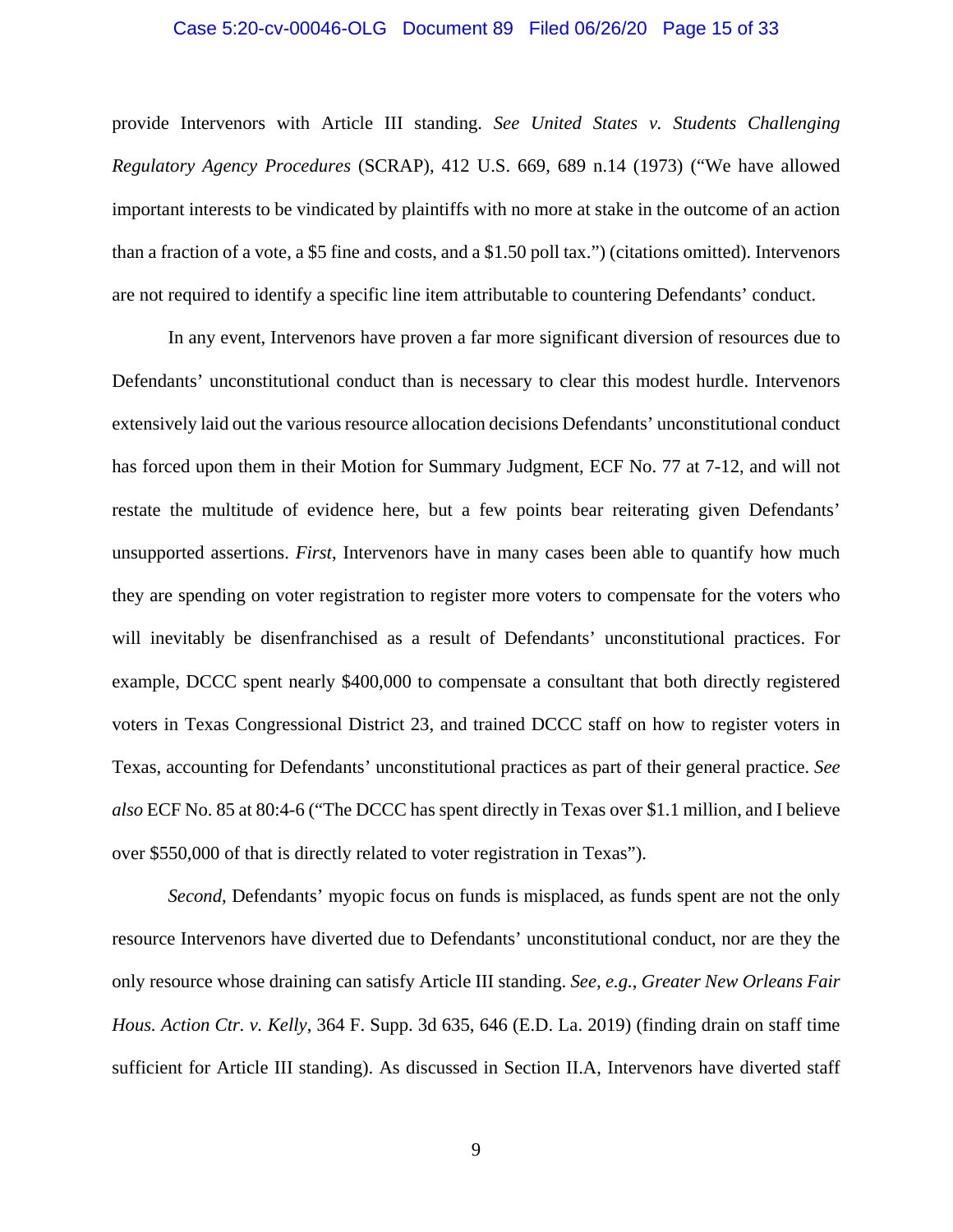provide Intervenors with Article III standing. *See United States v. Students Challenging Regulatory Agency Procedures* (SCRAP), 412 U.S. 669, 689 n.14 (1973) ("We have allowed important interests to be vindicated by plaintiffs with no more at stake in the outcome of an action than a fraction of a vote, a $5 fine and costs, and a $1.50 poll tax.") (citations omitted). Intervenors are not required to identify a specific line item attributable to countering Defendants' conduct.

In any event, Intervenors have proven a far more significant diversion of resources due to Defendants' unconstitutional conduct than is necessary to clear this modest hurdle. Intervenors extensively laid out the various resource allocation decisions Defendants' unconstitutional conduct has forced upon them in their Motion for Summary Judgment, ECF No. 77 at 7-12, and will not restate the multitude of evidence here, but a few points bear reiterating given Defendants' unsupported assertions. *First*, Intervenors have in many cases been able to quantify how much they are spending on voter registration to register more voters to compensate for the voters who will inevitably be disenfranchised as a result of Defendants' unconstitutional practices. For example, DCCC spent nearly $400,000 to compensate a consultant that both directly registered voters in Texas Congressional District 23, and trained DCCC staff on how to register voters in Texas, accounting for Defendants' unconstitutional practices as part of their general practice. *See also* ECF No. 85 at 80:4-6 ("The DCCC has spent directly in Texas over $1.1 million, and I believe over $550,000 of that is directly related to voter registration in Texas").

*Second*, Defendants' myopic focus on funds is misplaced, as funds spent are not the only resource Intervenors have diverted due to Defendants' unconstitutional conduct, nor are they the only resource whose draining can satisfy Article III standing. *See, e.g.*, *Greater New Orleans Fair Hous. Action Ctr. v. Kelly*, 364 F. Supp. 3d 635, 646 (E.D. La. 2019) (finding drain on staff time sufficient for Article III standing). As discussed in Section II.A, Intervenors have diverted staff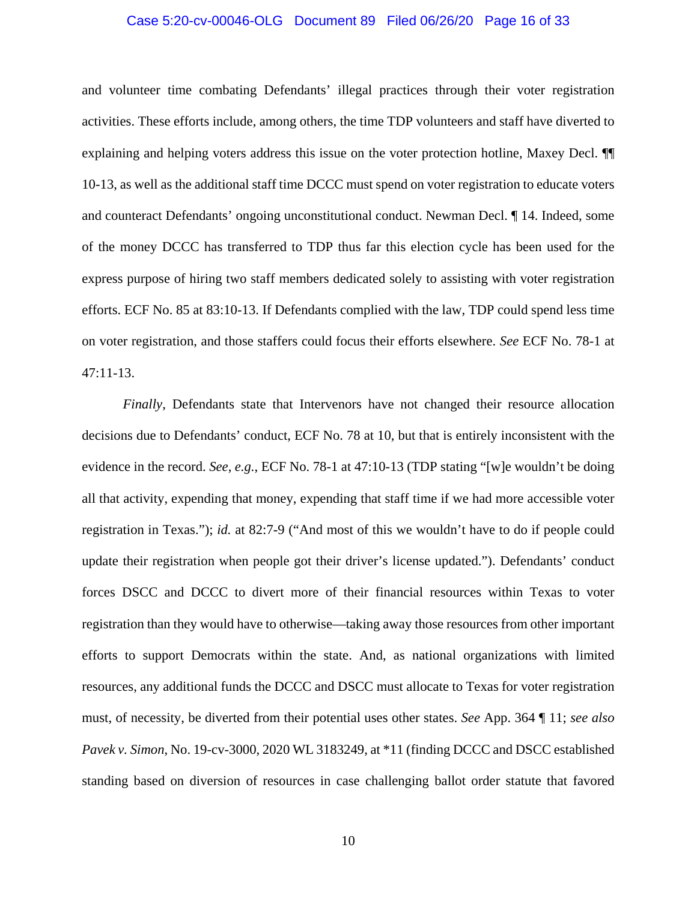and volunteer time combating Defendants' illegal practices through their voter registration activities. These efforts include, among others, the time TDP volunteers and staff have diverted to explaining and helping voters address this issue on the voter protection hotline, Maxey Decl. ¶¶ 10-13, as well as the additional staff time DCCC must spend on voter registration to educate voters and counteract Defendants' ongoing unconstitutional conduct. Newman Decl. ¶ 14. Indeed, some of the money DCCC has transferred to TDP thus far this election cycle has been used for the express purpose of hiring two staff members dedicated solely to assisting with voter registration efforts. ECF No. 85 at 83:10-13. If Defendants complied with the law, TDP could spend less time on voter registration, and those staffers could focus their efforts elsewhere. *See* ECF No. 78-1 at 47:11-13.

*Finally*, Defendants state that Intervenors have not changed their resource allocation decisions due to Defendants' conduct, ECF No. 78 at 10, but that is entirely inconsistent with the evidence in the record. *See, e.g.*, ECF No. 78-1 at 47:10-13 (TDP stating "[w]e wouldn't be doing all that activity, expending that money, expending that staff time if we had more accessible voter registration in Texas."); *id.* at 82:7-9 ("And most of this we wouldn't have to do if people could update their registration when people got their driver's license updated."). Defendants' conduct forces DSCC and DCCC to divert more of their financial resources within Texas to voter registration than they would have to otherwise—taking away those resources from other important efforts to support Democrats within the state. And, as national organizations with limited resources, any additional funds the DCCC and DSCC must allocate to Texas for voter registration must, of necessity, be diverted from their potential uses other states. *See* App. 364 ¶ 11; *see also Pavek v. Simon*, No. 19-cv-3000, 2020 WL 3183249, at *11 (finding DCCC and DSCC established standing based on diversion of resources in case challenging ballot order statute that favored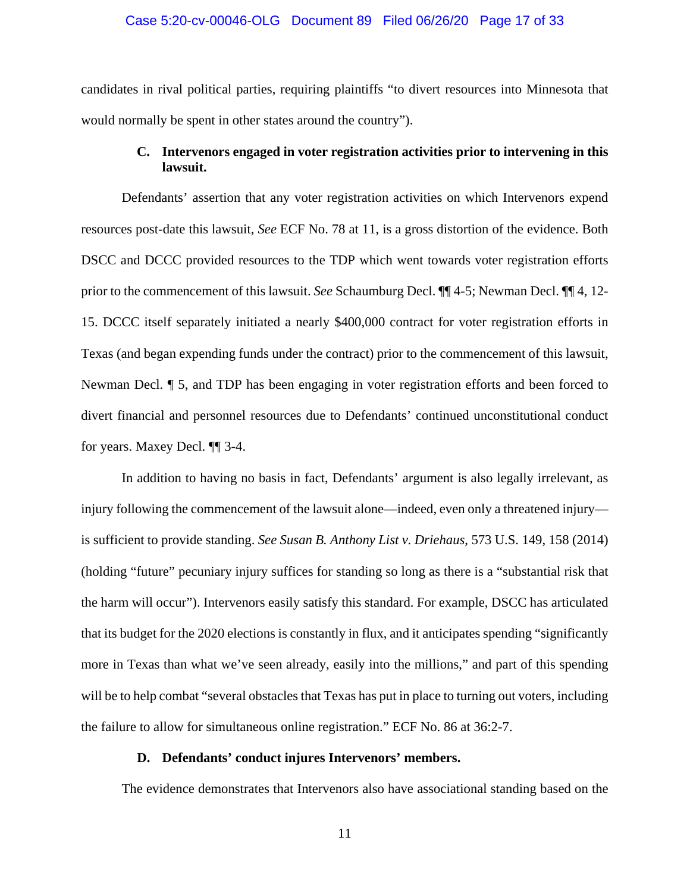candidates in rival political parties, requiring plaintiffs "to divert resources into Minnesota that would normally be spent in other states around the country").

### C. Intervenors engaged in voter registration activities prior to intervening in this lawsuit.

Defendants' assertion that any voter registration activities on which Intervenors expend resources post-date this lawsuit, *See* ECF No. 78 at 11, is a gross distortion of the evidence. Both DSCC and DCCC provided resources to the TDP which went towards voter registration efforts prior to the commencement of this lawsuit. *See* Schaumburg Decl. ¶¶ 4-5; Newman Decl. ¶¶ 4, 12-15. DCCC itself separately initiated a nearly $400,000 contract for voter registration efforts in Texas (and began expending funds under the contract) prior to the commencement of this lawsuit, Newman Decl. ¶ 5, and TDP has been engaging in voter registration efforts and been forced to divert financial and personnel resources due to Defendants' continued unconstitutional conduct for years. Maxey Decl. ¶¶ 3-4.

In addition to having no basis in fact, Defendants' argument is also legally irrelevant, as injury following the commencement of the lawsuit alone—indeed, even only a threatened injury—is sufficient to provide standing. *See Susan B. Anthony List v. Driehaus*, 573 U.S. 149, 158 (2014) (holding "future" pecuniary injury suffices for standing so long as there is a "substantial risk that the harm will occur"). Intervenors easily satisfy this standard. For example, DSCC has articulated that its budget for the 2020 elections is constantly in flux, and it anticipates spending "significantly more in Texas than what we've seen already, easily into the millions," and part of this spending will be to help combat "several obstacles that Texas has put in place to turning out voters, including the failure to allow for simultaneous online registration." ECF No. 86 at 36:2-7.

### D. Defendants' conduct injures Intervenors' members.

The evidence demonstrates that Intervenors also have associational standing based on the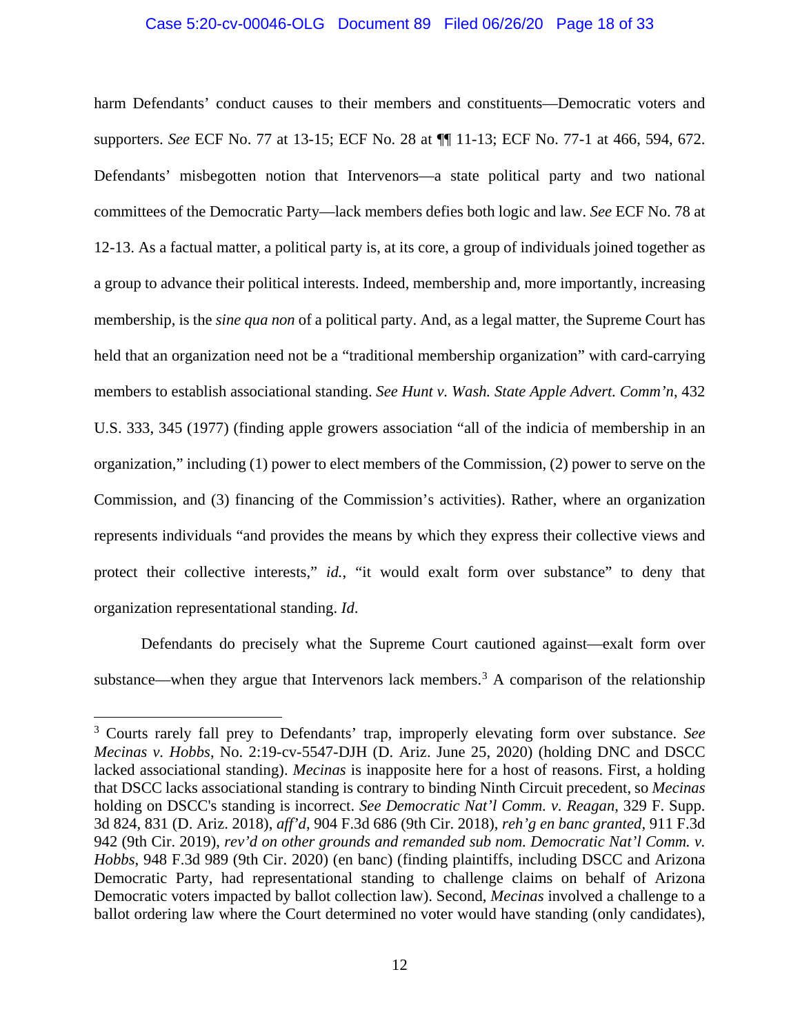harm Defendants' conduct causes to their members and constituents—Democratic voters and supporters. *See* ECF No. 77 at 13-15; ECF No. 28 at ¶¶ 11-13; ECF No. 77-1 at 466, 594, 672. Defendants' misbegotten notion that Intervenors—a state political party and two national committees of the Democratic Party—lack members defies both logic and law. *See* ECF No. 78 at 12-13. As a factual matter, a political party is, at its core, a group of individuals joined together as a group to advance their political interests. Indeed, membership and, more importantly, increasing membership, is the *sine qua non* of a political party. And, as a legal matter, the Supreme Court has held that an organization need not be a "traditional membership organization" with card-carrying members to establish associational standing. *See Hunt v. Wash. State Apple Advert. Comm'n*, 432 U.S. 333, 345 (1977) (finding apple growers association "all of the indicia of membership in an organization," including (1) power to elect members of the Commission, (2) power to serve on the Commission, and (3) financing of the Commission's activities). Rather, where an organization represents individuals "and provides the means by which they express their collective views and protect their collective interests," *id.*, "it would exalt form over substance" to deny that organization representational standing. *Id.*

Defendants do precisely what the Supreme Court cautioned against—exalt form over substance—when they argue that Intervenors lack members.[3] A comparison of the relationship

[3] Courts rarely fall prey to Defendants' trap, improperly elevating form over substance. *See Mecinas v. Hobbs*, No. 2:19-cv-5547-DJH (D. Ariz. June 25, 2020) (holding DNC and DSCC lacked associational standing). *Mecinas* is inapposite here for a host of reasons. First, a holding that DSCC lacks associational standing is contrary to binding Ninth Circuit precedent, so *Mecinas* holding on DSCC's standing is incorrect. *See Democratic Nat'l Comm. v. Reagan*, 329 F. Supp. 3d 824, 831 (D. Ariz. 2018), *aff'd*, 904 F.3d 686 (9th Cir. 2018), *reh'g en banc granted*, 911 F.3d 942 (9th Cir. 2019), *rev'd on other grounds and remanded sub nom. Democratic Nat'l Comm. v. Hobbs*, 948 F.3d 989 (9th Cir. 2020) (en banc) (finding plaintiffs, including DSCC and Arizona Democratic Party, had representational standing to challenge claims on behalf of Arizona Democratic voters impacted by ballot collection law). Second, *Mecinas* involved a challenge to a ballot ordering law where the Court determined no voter would have standing (only candidates),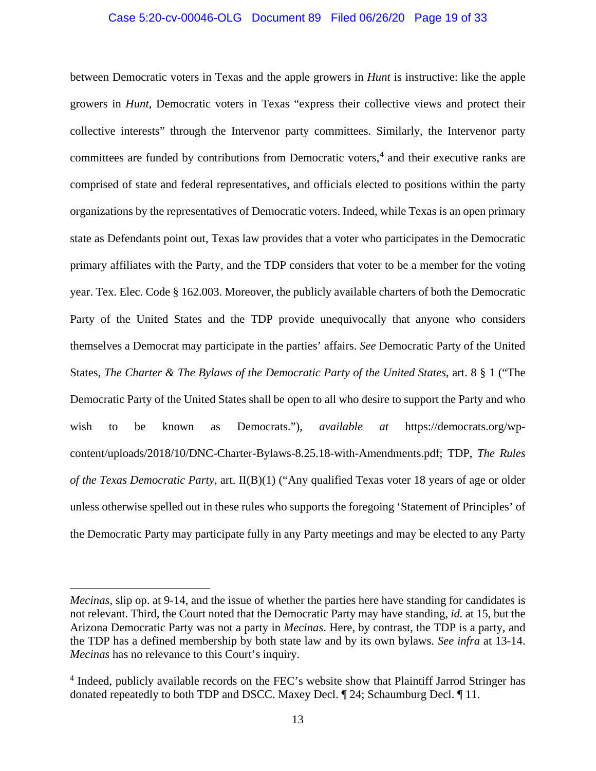between Democratic voters in Texas and the apple growers in *Hunt* is instructive: like the apple growers in *Hunt*, Democratic voters in Texas "express their collective views and protect their collective interests" through the Intervenor party committees. Similarly, the Intervenor party committees are funded by contributions from Democratic voters,[4] and their executive ranks are comprised of state and federal representatives, and officials elected to positions within the party organizations by the representatives of Democratic voters. Indeed, while Texas is an open primary state as Defendants point out, Texas law provides that a voter who participates in the Democratic primary affiliates with the Party, and the TDP considers that voter to be a member for the voting year. Tex. Elec. Code § 162.003. Moreover, the publicly available charters of both the Democratic Party of the United States and the TDP provide unequivocally that anyone who considers themselves a Democrat may participate in the parties' affairs. *See* Democratic Party of the United States, *The Charter & The Bylaws of the Democratic Party of the United States*, art. 8 § 1 ("The Democratic Party of the United States shall be open to all who desire to support the Party and who wish to be known as Democrats."), *available at* https://democrats.org/wp-content/uploads/2018/10/DNC-Charter-Bylaws-8.25.18-with-Amendments.pdf; TDP, *The Rules of the Texas Democratic Party*, art. II(B)(1) ("Any qualified Texas voter 18 years of age or older unless otherwise spelled out in these rules who supports the foregoing 'Statement of Principles' of the Democratic Party may participate fully in any Party meetings and may be elected to any Party

---

*Mecinas*, slip op. at 9-14, and the issue of whether the parties here have standing for candidates is not relevant. Third, the Court noted that the Democratic Party may have standing, *id.* at 15, but the Arizona Democratic Party was not a party in *Mecinas*. Here, by contrast, the TDP is a party, and the TDP has a defined membership by both state law and by its own bylaws. *See infra* at 13-14. *Mecinas* has no relevance to this Court's inquiry.

[4] Indeed, publicly available records on the FEC's website show that Plaintiff Jarrod Stringer has donated repeatedly to both TDP and DSCC. Maxey Decl. ¶ 24; Schaumburg Decl. ¶ 11.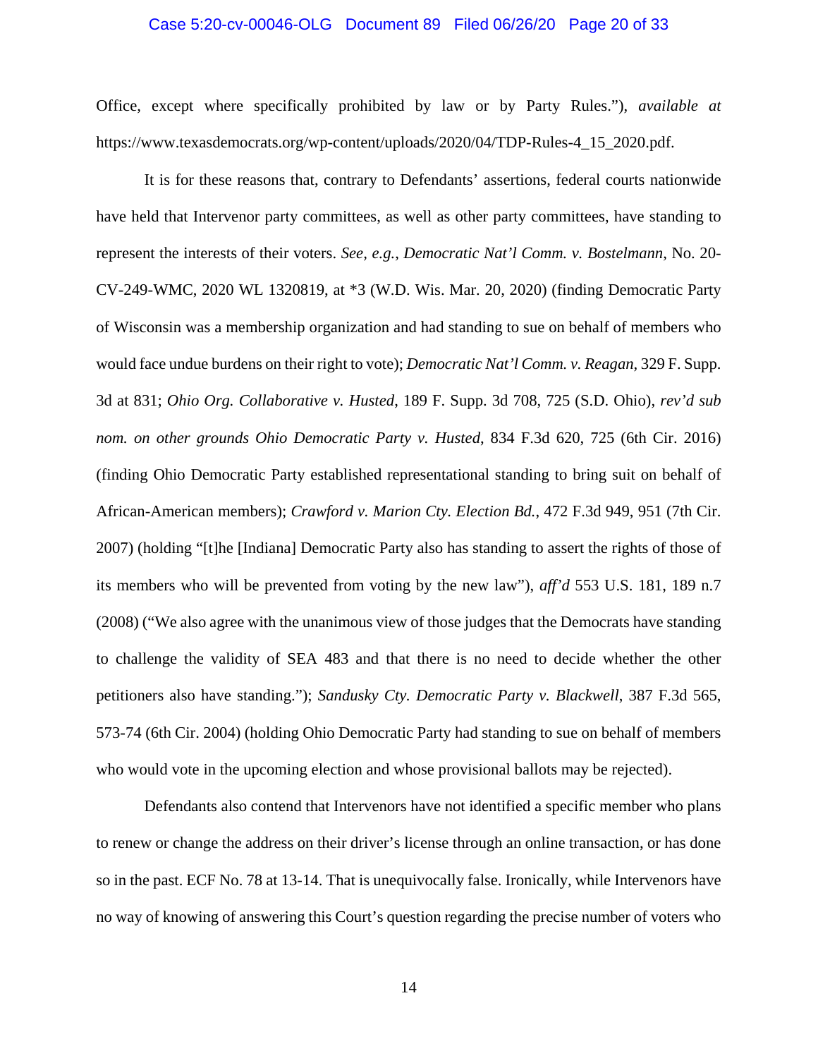Office, except where specifically prohibited by law or by Party Rules."), *available at* https://www.texasdemocrats.org/wp-content/uploads/2020/04/TDP-Rules-4_15_2020.pdf.

It is for these reasons that, contrary to Defendants' assertions, federal courts nationwide have held that Intervenor party committees, as well as other party committees, have standing to represent the interests of their voters. *See, e.g.*, *Democratic Nat'l Comm. v. Bostelmann*, No. 20-CV-249-WMC, 2020 WL 1320819, at *3 (W.D. Wis. Mar. 20, 2020) (finding Democratic Party of Wisconsin was a membership organization and had standing to sue on behalf of members who would face undue burdens on their right to vote); *Democratic Nat'l Comm. v. Reagan*, 329 F. Supp. 3d at 831; *Ohio Org. Collaborative v. Husted*, 189 F. Supp. 3d 708, 725 (S.D. Ohio), *rev'd sub nom. on other grounds Ohio Democratic Party v. Husted*, 834 F.3d 620, 725 (6th Cir. 2016) (finding Ohio Democratic Party established representational standing to bring suit on behalf of African-American members); *Crawford v. Marion Cty. Election Bd.*, 472 F.3d 949, 951 (7th Cir. 2007) (holding "[t]he [Indiana] Democratic Party also has standing to assert the rights of those of its members who will be prevented from voting by the new law"), *aff'd* 553 U.S. 181, 189 n.7 (2008) ("We also agree with the unanimous view of those judges that the Democrats have standing to challenge the validity of SEA 483 and that there is no need to decide whether the other petitioners also have standing."); *Sandusky Cty. Democratic Party v. Blackwell*, 387 F.3d 565, 573-74 (6th Cir. 2004) (holding Ohio Democratic Party had standing to sue on behalf of members who would vote in the upcoming election and whose provisional ballots may be rejected).

Defendants also contend that Intervenors have not identified a specific member who plans to renew or change the address on their driver's license through an online transaction, or has done so in the past. ECF No. 78 at 13-14. That is unequivocally false. Ironically, while Intervenors have no way of knowing of answering this Court's question regarding the precise number of voters who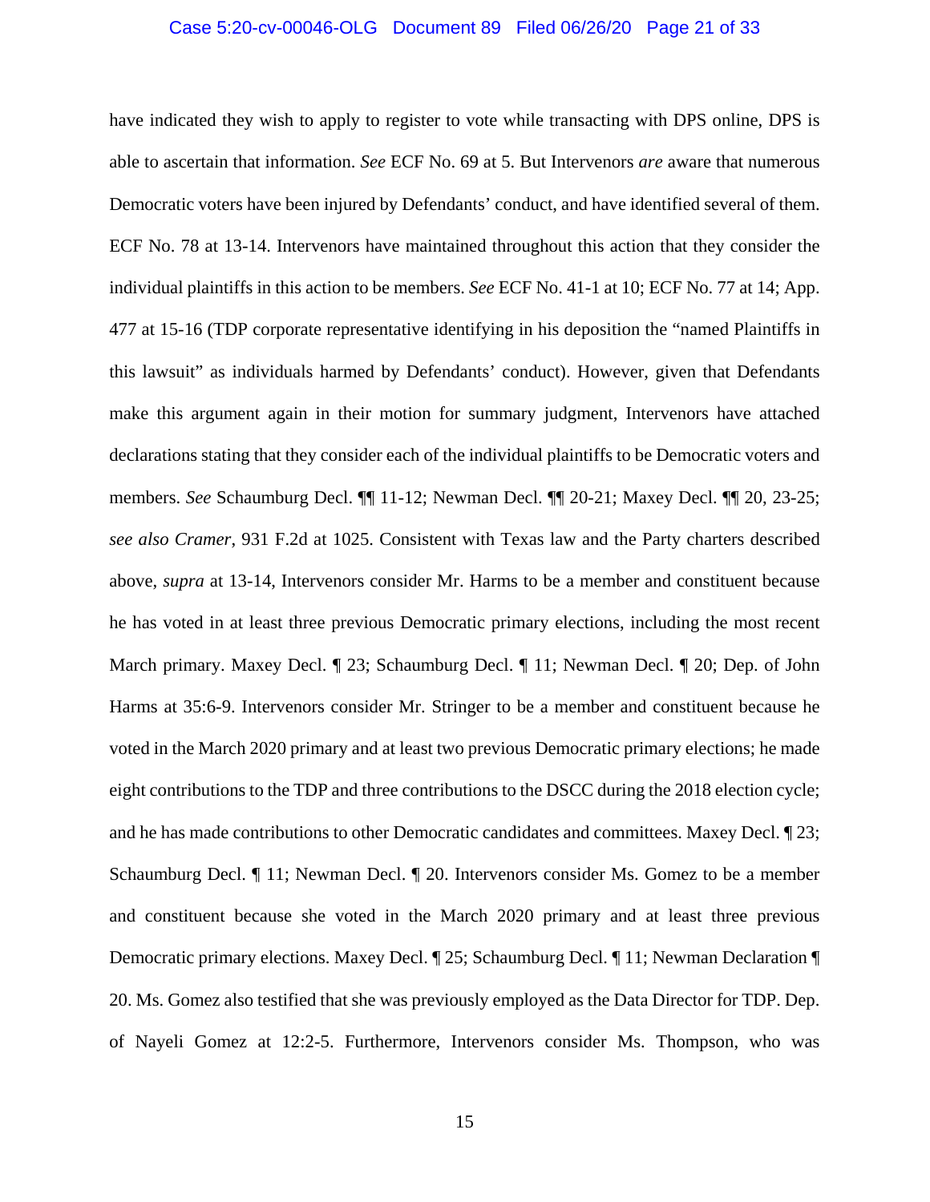have indicated they wish to apply to register to vote while transacting with DPS online, DPS is able to ascertain that information. *See* ECF No. 69 at 5. But Intervenors *are* aware that numerous Democratic voters have been injured by Defendants' conduct, and have identified several of them. ECF No. 78 at 13-14. Intervenors have maintained throughout this action that they consider the individual plaintiffs in this action to be members. *See* ECF No. 41-1 at 10; ECF No. 77 at 14; App. 477 at 15-16 (TDP corporate representative identifying in his deposition the "named Plaintiffs in this lawsuit" as individuals harmed by Defendants' conduct). However, given that Defendants make this argument again in their motion for summary judgment, Intervenors have attached declarations stating that they consider each of the individual plaintiffs to be Democratic voters and members. *See* Schaumburg Decl. ¶¶ 11-12; Newman Decl. ¶¶ 20-21; Maxey Decl. ¶¶ 20, 23-25; *see also Cramer*, 931 F.2d at 1025. Consistent with Texas law and the Party charters described above, *supra* at 13-14, Intervenors consider Mr. Harms to be a member and constituent because he has voted in at least three previous Democratic primary elections, including the most recent March primary. Maxey Decl. ¶ 23; Schaumburg Decl. ¶ 11; Newman Decl. ¶ 20; Dep. of John Harms at 35:6-9. Intervenors consider Mr. Stringer to be a member and constituent because he voted in the March 2020 primary and at least two previous Democratic primary elections; he made eight contributions to the TDP and three contributions to the DSCC during the 2018 election cycle; and he has made contributions to other Democratic candidates and committees. Maxey Decl. ¶ 23; Schaumburg Decl. ¶ 11; Newman Decl. ¶ 20. Intervenors consider Ms. Gomez to be a member and constituent because she voted in the March 2020 primary and at least three previous Democratic primary elections. Maxey Decl. ¶ 25; Schaumburg Decl. ¶ 11; Newman Declaration ¶ 20. Ms. Gomez also testified that she was previously employed as the Data Director for TDP. Dep. of Nayeli Gomez at 12:2-5. Furthermore, Intervenors consider Ms. Thompson, who was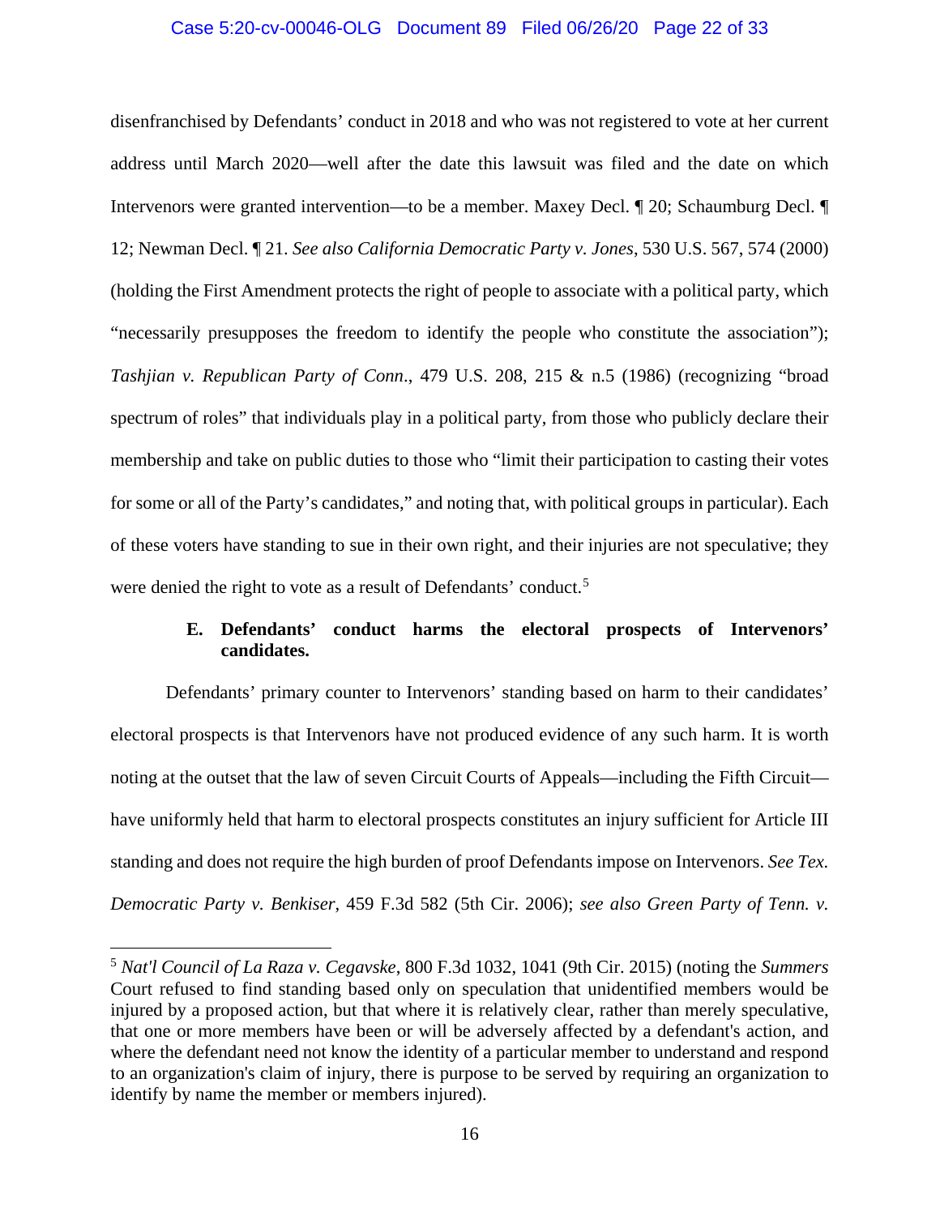disenfranchised by Defendants' conduct in 2018 and who was not registered to vote at her current address until March 2020—well after the date this lawsuit was filed and the date on which Intervenors were granted intervention—to be a member. Maxey Decl. ¶ 20; Schaumburg Decl. ¶ 12; Newman Decl. ¶ 21. *See also California Democratic Party v. Jones*, 530 U.S. 567, 574 (2000) (holding the First Amendment protects the right of people to associate with a political party, which "necessarily presupposes the freedom to identify the people who constitute the association"); *Tashjian v. Republican Party of Conn*., 479 U.S. 208, 215 & n.5 (1986) (recognizing "broad spectrum of roles" that individuals play in a political party, from those who publicly declare their membership and take on public duties to those who "limit their participation to casting their votes for some or all of the Party's candidates," and noting that, with political groups in particular). Each of these voters have standing to sue in their own right, and their injuries are not speculative; they were denied the right to vote as a result of Defendants' conduct.[5]

### E. Defendants' conduct harms the electoral prospects of Intervenors' candidates.

Defendants' primary counter to Intervenors' standing based on harm to their candidates' electoral prospects is that Intervenors have not produced evidence of any such harm. It is worth noting at the outset that the law of seven Circuit Courts of Appeals—including the Fifth Circuit—have uniformly held that harm to electoral prospects constitutes an injury sufficient for Article III standing and does not require the high burden of proof Defendants impose on Intervenors. *See Tex. Democratic Party v. Benkiser*, 459 F.3d 582 (5th Cir. 2006); *see also Green Party of Tenn. v.*

---

[5] *Nat'l Council of La Raza v. Cegavske*, 800 F.3d 1032, 1041 (9th Cir. 2015) (noting the *Summers* Court refused to find standing based only on speculation that unidentified members would be injured by a proposed action, but that where it is relatively clear, rather than merely speculative, that one or more members have been or will be adversely affected by a defendant's action, and where the defendant need not know the identity of a particular member to understand and respond to an organization's claim of injury, there is purpose to be served by requiring an organization to identify by name the member or members injured).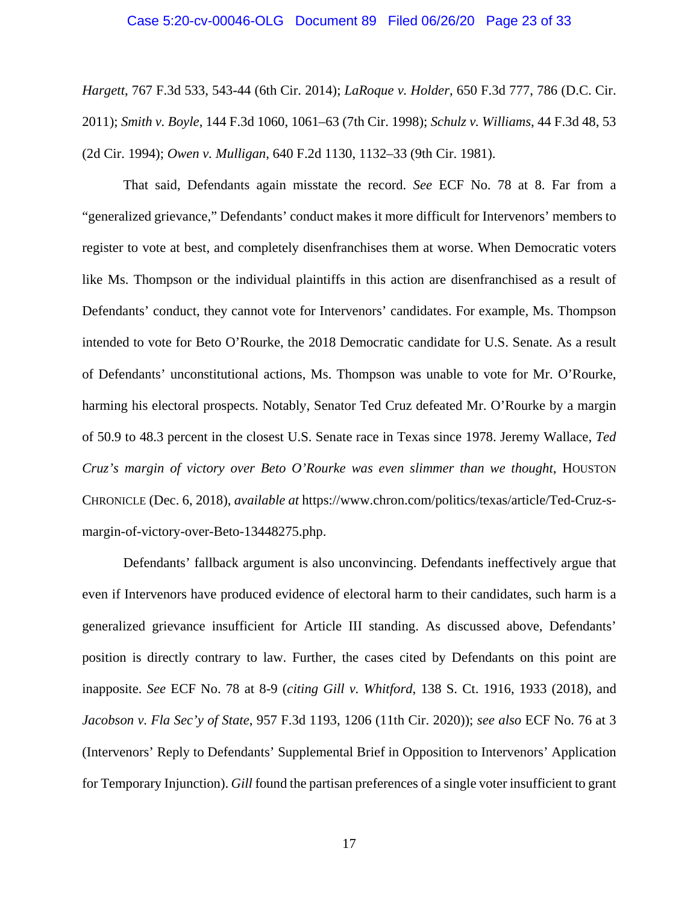*Hargett*, 767 F.3d 533, 543-44 (6th Cir. 2014); *LaRoque v. Holder*, 650 F.3d 777, 786 (D.C. Cir. 2011); *Smith v. Boyle*, 144 F.3d 1060, 1061–63 (7th Cir. 1998); *Schulz v. Williams*, 44 F.3d 48, 53 (2d Cir. 1994); *Owen v. Mulligan*, 640 F.2d 1130, 1132–33 (9th Cir. 1981).

That said, Defendants again misstate the record. *See* ECF No. 78 at 8. Far from a "generalized grievance," Defendants' conduct makes it more difficult for Intervenors' members to register to vote at best, and completely disenfranchises them at worse. When Democratic voters like Ms. Thompson or the individual plaintiffs in this action are disenfranchised as a result of Defendants' conduct, they cannot vote for Intervenors' candidates. For example, Ms. Thompson intended to vote for Beto O'Rourke, the 2018 Democratic candidate for U.S. Senate. As a result of Defendants' unconstitutional actions, Ms. Thompson was unable to vote for Mr. O'Rourke, harming his electoral prospects. Notably, Senator Ted Cruz defeated Mr. O'Rourke by a margin of 50.9 to 48.3 percent in the closest U.S. Senate race in Texas since 1978. Jeremy Wallace, *Ted Cruz's margin of victory over Beto O'Rourke was even slimmer than we thought*, HOUSTON CHRONICLE (Dec. 6, 2018), *available at* https://www.chron.com/politics/texas/article/Ted-Cruz-s-margin-of-victory-over-Beto-13448275.php.

Defendants' fallback argument is also unconvincing. Defendants ineffectively argue that even if Intervenors have produced evidence of electoral harm to their candidates, such harm is a generalized grievance insufficient for Article III standing. As discussed above, Defendants' position is directly contrary to law. Further, the cases cited by Defendants on this point are inapposite. *See* ECF No. 78 at 8-9 (*citing Gill v. Whitford*, 138 S. Ct. 1916, 1933 (2018), and *Jacobson v. Fla Sec'y of State*, 957 F.3d 1193, 1206 (11th Cir. 2020)); *see also* ECF No. 76 at 3 (Intervenors' Reply to Defendants' Supplemental Brief in Opposition to Intervenors' Application for Temporary Injunction). *Gill* found the partisan preferences of a single voter insufficient to grant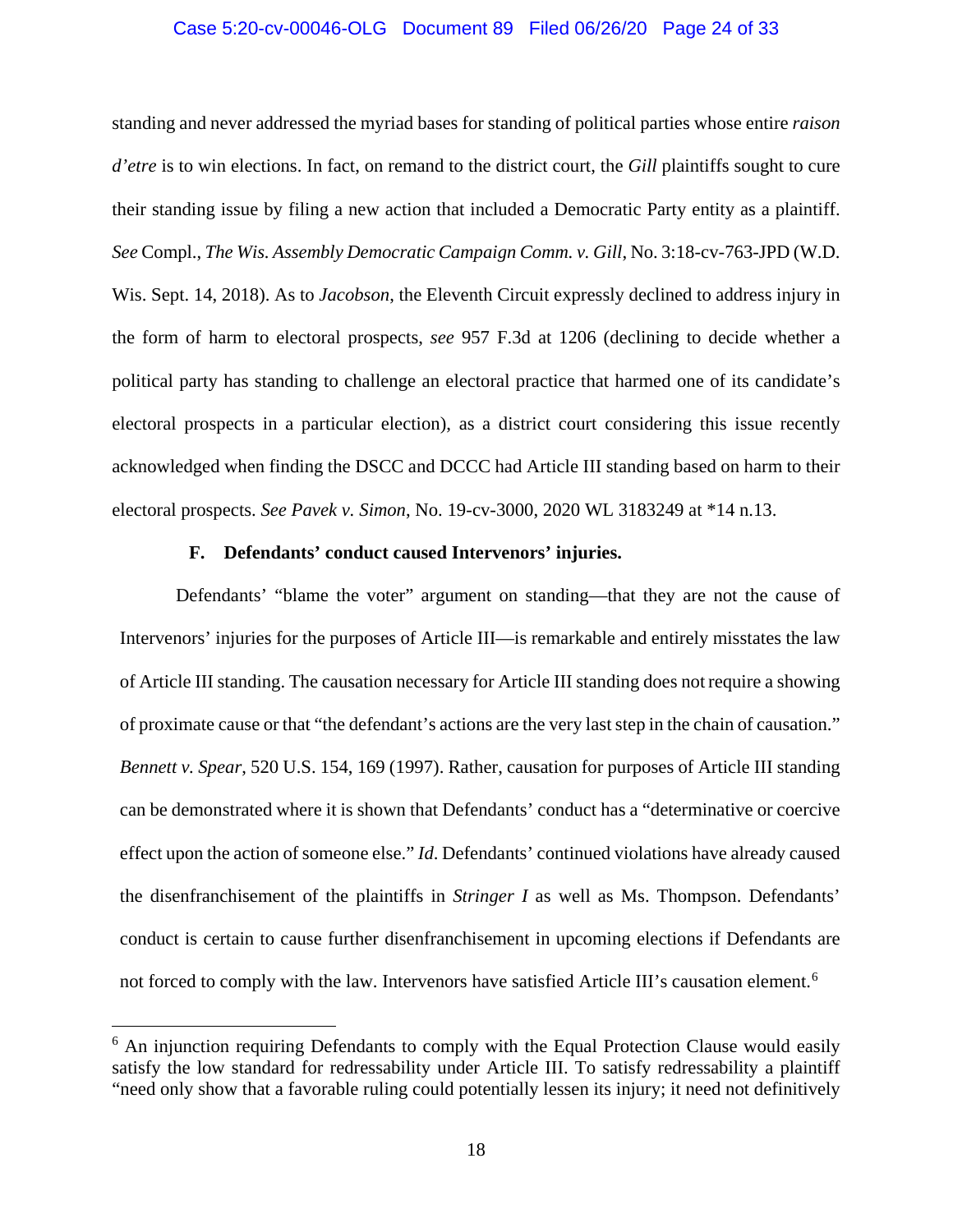standing and never addressed the myriad bases for standing of political parties whose entire *raison d'etre* is to win elections. In fact, on remand to the district court, the *Gill* plaintiffs sought to cure their standing issue by filing a new action that included a Democratic Party entity as a plaintiff. *See* Compl., *The Wis. Assembly Democratic Campaign Comm. v. Gill*, No. 3:18-cv-763-JPD (W.D. Wis. Sept. 14, 2018). As to *Jacobson*, the Eleventh Circuit expressly declined to address injury in the form of harm to electoral prospects, *see* 957 F.3d at 1206 (declining to decide whether a political party has standing to challenge an electoral practice that harmed one of its candidate's electoral prospects in a particular election), as a district court considering this issue recently acknowledged when finding the DSCC and DCCC had Article III standing based on harm to their electoral prospects. *See Pavek v. Simon*, No. 19-cv-3000, 2020 WL 3183249 at \*14 n.13.

### F. Defendants' conduct caused Intervenors' injuries.

Defendants' "blame the voter" argument on standing—that they are not the cause of Intervenors' injuries for the purposes of Article III—is remarkable and entirely misstates the law of Article III standing. The causation necessary for Article III standing does not require a showing of proximate cause or that "the defendant's actions are the very last step in the chain of causation." *Bennett v. Spear*, 520 U.S. 154, 169 (1997). Rather, causation for purposes of Article III standing can be demonstrated where it is shown that Defendants' conduct has a "determinative or coercive effect upon the action of someone else." *Id*. Defendants' continued violations have already caused the disenfranchisement of the plaintiffs in *Stringer I* as well as Ms. Thompson. Defendants' conduct is certain to cause further disenfranchisement in upcoming elections if Defendants are not forced to comply with the law. Intervenors have satisfied Article III's causation element.[6]

[6] An injunction requiring Defendants to comply with the Equal Protection Clause would easily satisfy the low standard for redressability under Article III. To satisfy redressability a plaintiff "need only show that a favorable ruling could potentially lessen its injury; it need not definitively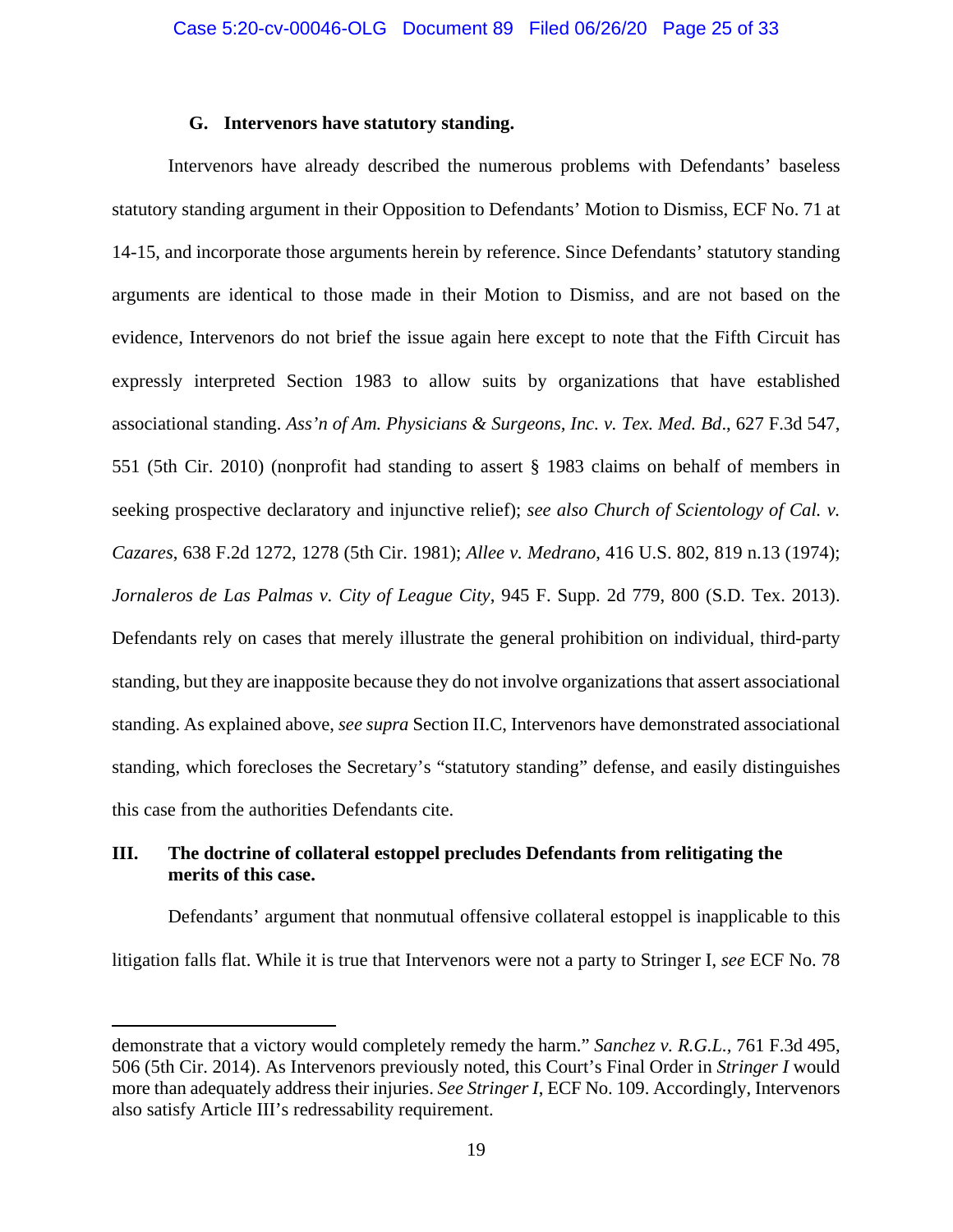### G. Intervenors have statutory standing.

Intervenors have already described the numerous problems with Defendants' baseless statutory standing argument in their Opposition to Defendants' Motion to Dismiss, ECF No. 71 at 14-15, and incorporate those arguments herein by reference. Since Defendants' statutory standing arguments are identical to those made in their Motion to Dismiss, and are not based on the evidence, Intervenors do not brief the issue again here except to note that the Fifth Circuit has expressly interpreted Section 1983 to allow suits by organizations that have established associational standing. *Ass'n of Am. Physicians & Surgeons, Inc. v. Tex. Med. Bd*., 627 F.3d 547, 551 (5th Cir. 2010) (nonprofit had standing to assert § 1983 claims on behalf of members in seeking prospective declaratory and injunctive relief); *see also Church of Scientology of Cal. v. Cazares*, 638 F.2d 1272, 1278 (5th Cir. 1981); *Allee v. Medrano*, 416 U.S. 802, 819 n.13 (1974); *Jornaleros de Las Palmas v. City of League City*, 945 F. Supp. 2d 779, 800 (S.D. Tex. 2013). Defendants rely on cases that merely illustrate the general prohibition on individual, third-party standing, but they are inapposite because they do not involve organizations that assert associational standing. As explained above, *see supra* Section II.C, Intervenors have demonstrated associational standing, which forecloses the Secretary's "statutory standing" defense, and easily distinguishes this case from the authorities Defendants cite.

## III. The doctrine of collateral estoppel precludes Defendants from relitigating the merits of this case.

Defendants' argument that nonmutual offensive collateral estoppel is inapplicable to this litigation falls flat. While it is true that Intervenors were not a party to Stringer I, *see* ECF No. 78

---

demonstrate that a victory would completely remedy the harm." *Sanchez v. R.G.L.*, 761 F.3d 495, 506 (5th Cir. 2014). As Intervenors previously noted, this Court's Final Order in *Stringer I* would more than adequately address their injuries. *See Stringer I*, ECF No. 109. Accordingly, Intervenors also satisfy Article III's redressability requirement.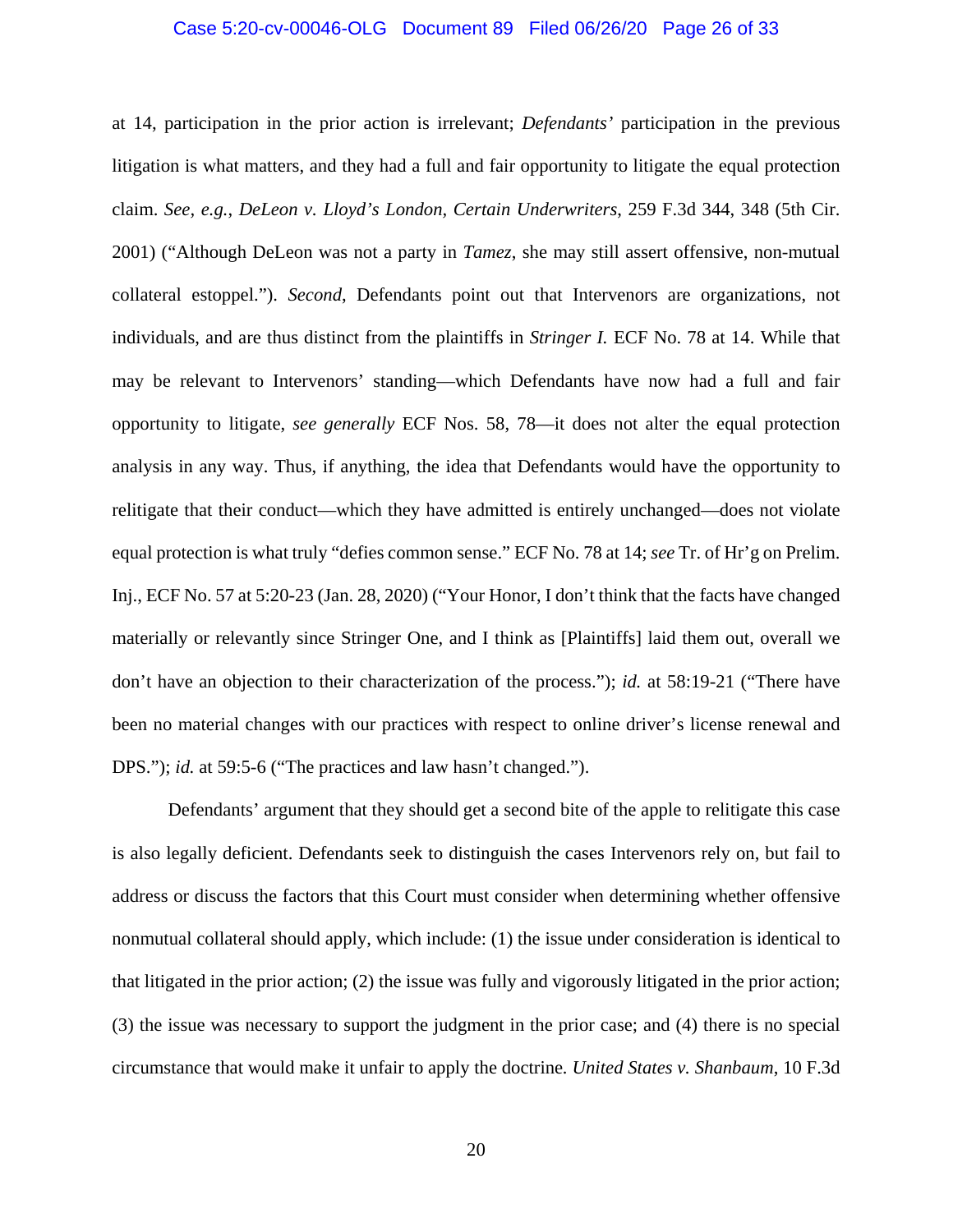at 14, participation in the prior action is irrelevant; *Defendants'* participation in the previous litigation is what matters, and they had a full and fair opportunity to litigate the equal protection claim. *See, e.g.*, *DeLeon v. Lloyd's London, Certain Underwriters*, 259 F.3d 344, 348 (5th Cir. 2001) ("Although DeLeon was not a party in *Tamez*, she may still assert offensive, non-mutual collateral estoppel."). *Second*, Defendants point out that Intervenors are organizations, not individuals, and are thus distinct from the plaintiffs in *Stringer I.* ECF No. 78 at 14. While that may be relevant to Intervenors' standing—which Defendants have now had a full and fair opportunity to litigate, *see generally* ECF Nos. 58, 78—it does not alter the equal protection analysis in any way. Thus, if anything, the idea that Defendants would have the opportunity to relitigate that their conduct—which they have admitted is entirely unchanged—does not violate equal protection is what truly "defies common sense." ECF No. 78 at 14; *see* Tr. of Hr'g on Prelim. Inj., ECF No. 57 at 5:20-23 (Jan. 28, 2020) ("Your Honor, I don't think that the facts have changed materially or relevantly since Stringer One, and I think as [Plaintiffs] laid them out, overall we don't have an objection to their characterization of the process."); *id.* at 58:19-21 ("There have been no material changes with our practices with respect to online driver's license renewal and DPS."); *id.* at 59:5-6 ("The practices and law hasn't changed.").

Defendants' argument that they should get a second bite of the apple to relitigate this case is also legally deficient. Defendants seek to distinguish the cases Intervenors rely on, but fail to address or discuss the factors that this Court must consider when determining whether offensive nonmutual collateral should apply, which include: (1) the issue under consideration is identical to that litigated in the prior action; (2) the issue was fully and vigorously litigated in the prior action; (3) the issue was necessary to support the judgment in the prior case; and (4) there is no special circumstance that would make it unfair to apply the doctrine. *United States v. Shanbaum*, 10 F.3d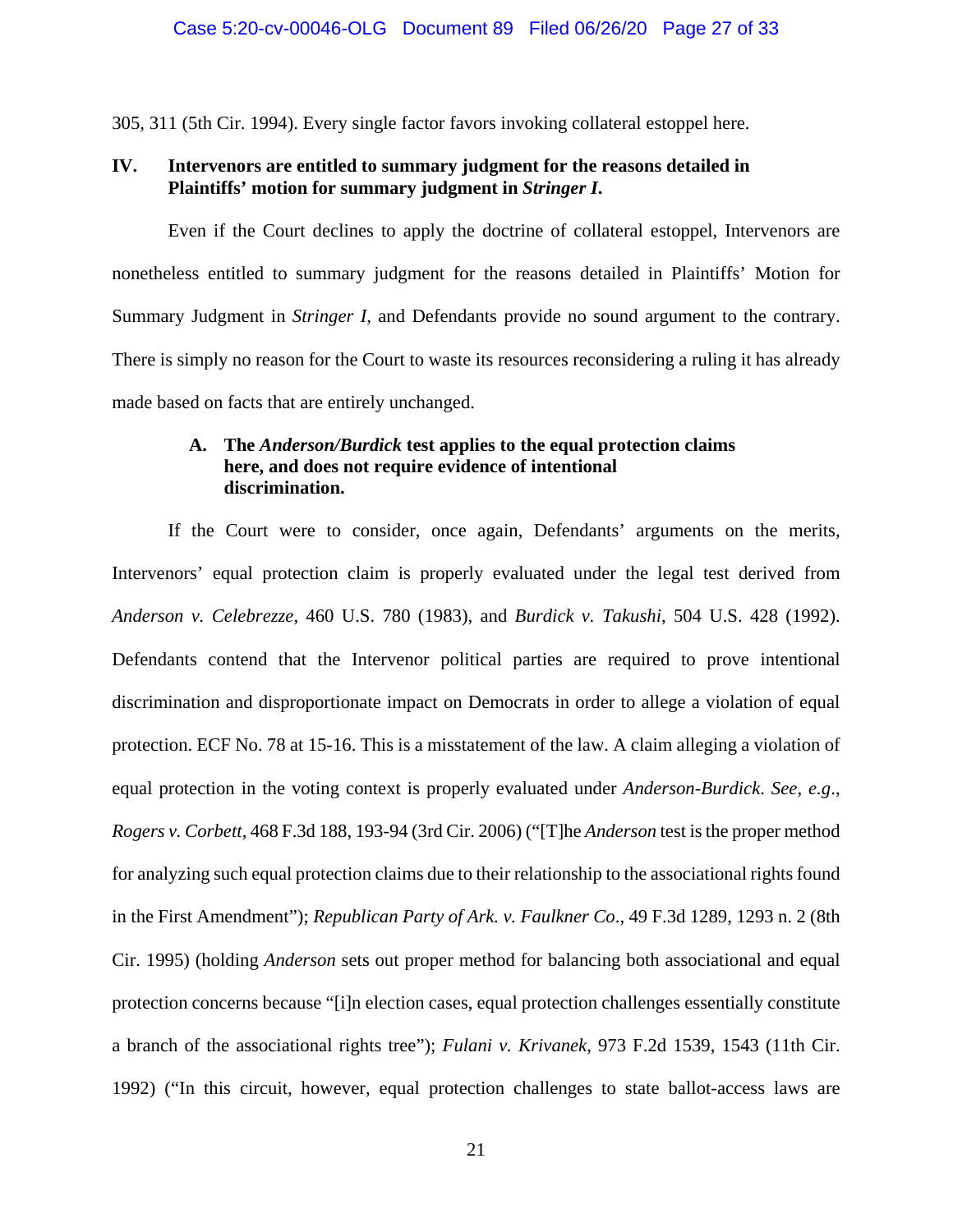305, 311 (5th Cir. 1994). Every single factor favors invoking collateral estoppel here.

## IV. Intervenors are entitled to summary judgment for the reasons detailed in Plaintiffs' motion for summary judgment in *Stringer I*.

Even if the Court declines to apply the doctrine of collateral estoppel, Intervenors are nonetheless entitled to summary judgment for the reasons detailed in Plaintiffs' Motion for Summary Judgment in *Stringer I*, and Defendants provide no sound argument to the contrary. There is simply no reason for the Court to waste its resources reconsidering a ruling it has already made based on facts that are entirely unchanged.

### A. The *Anderson/Burdick* test applies to the equal protection claims here, and does not require evidence of intentional discrimination.

If the Court were to consider, once again, Defendants' arguments on the merits, Intervenors' equal protection claim is properly evaluated under the legal test derived from *Anderson v. Celebrezze*, 460 U.S. 780 (1983), and *Burdick v. Takushi*, 504 U.S. 428 (1992). Defendants contend that the Intervenor political parties are required to prove intentional discrimination and disproportionate impact on Democrats in order to allege a violation of equal protection. ECF No. 78 at 15-16. This is a misstatement of the law. A claim alleging a violation of equal protection in the voting context is properly evaluated under *Anderson-Burdick*. *See*, *e.g*., *Rogers v. Corbett*, 468 F.3d 188, 193-94 (3rd Cir. 2006) ("[T]he *Anderson* test is the proper method for analyzing such equal protection claims due to their relationship to the associational rights found in the First Amendment"); *Republican Party of Ark. v. Faulkner Co*., 49 F.3d 1289, 1293 n. 2 (8th Cir. 1995) (holding *Anderson* sets out proper method for balancing both associational and equal protection concerns because "[i]n election cases, equal protection challenges essentially constitute a branch of the associational rights tree"); *Fulani v. Krivanek*, 973 F.2d 1539, 1543 (11th Cir. 1992) ("In this circuit, however, equal protection challenges to state ballot-access laws are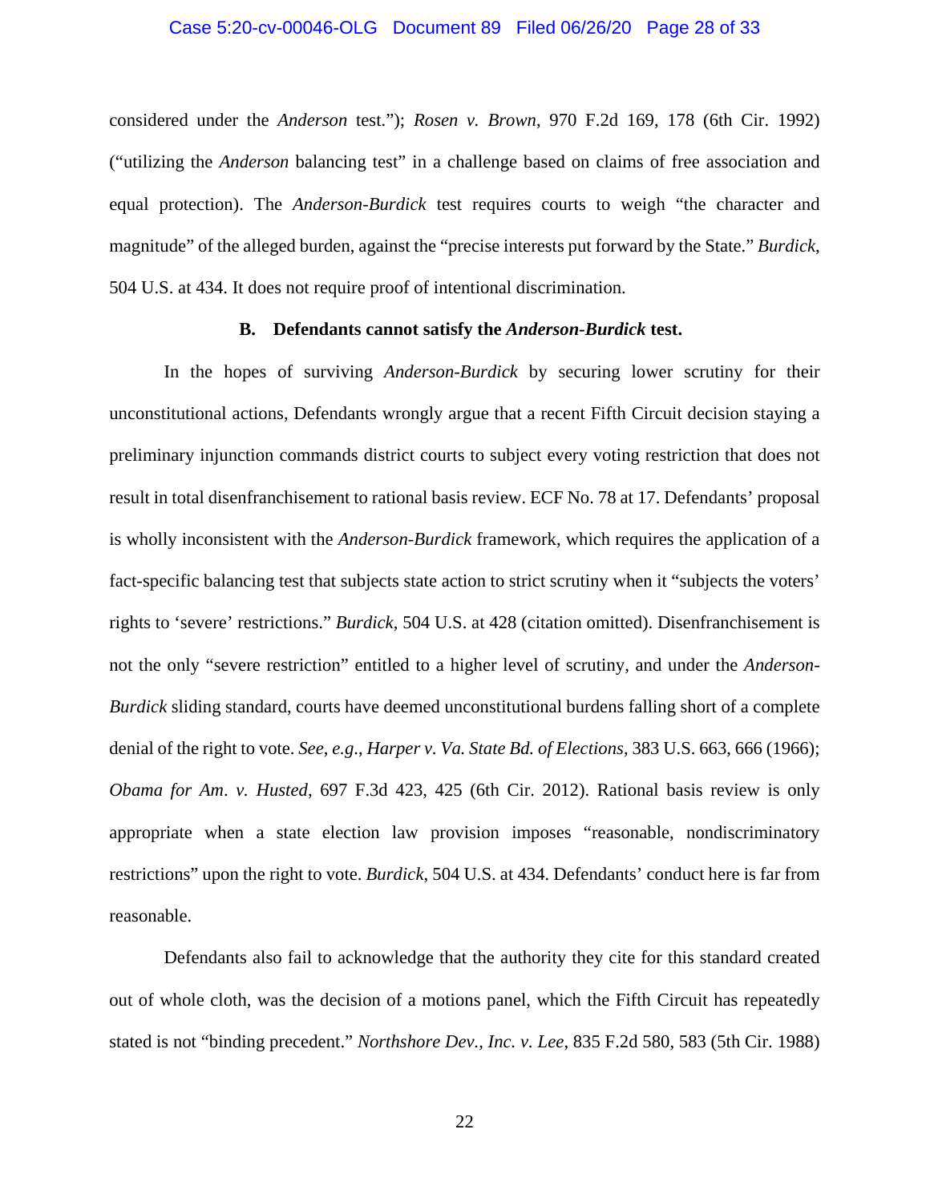considered under the *Anderson* test."); *Rosen v. Brown*, 970 F.2d 169, 178 (6th Cir. 1992) ("utilizing the *Anderson* balancing test" in a challenge based on claims of free association and equal protection). The *Anderson-Burdick* test requires courts to weigh "the character and magnitude" of the alleged burden, against the "precise interests put forward by the State." *Burdick*, 504 U.S. at 434. It does not require proof of intentional discrimination.

### B. Defendants cannot satisfy the *Anderson-Burdick* test.

In the hopes of surviving *Anderson-Burdick* by securing lower scrutiny for their unconstitutional actions, Defendants wrongly argue that a recent Fifth Circuit decision staying a preliminary injunction commands district courts to subject every voting restriction that does not result in total disenfranchisement to rational basis review. ECF No. 78 at 17. Defendants' proposal is wholly inconsistent with the *Anderson-Burdick* framework, which requires the application of a fact-specific balancing test that subjects state action to strict scrutiny when it "subjects the voters' rights to 'severe' restrictions." *Burdick*, 504 U.S. at 428 (citation omitted). Disenfranchisement is not the only "severe restriction" entitled to a higher level of scrutiny, and under the *Anderson-Burdick* sliding standard, courts have deemed unconstitutional burdens falling short of a complete denial of the right to vote. *See, e.g.*, *Harper v. Va. State Bd. of Elections*, 383 U.S. 663, 666 (1966); *Obama for Am. v. Husted*, 697 F.3d 423, 425 (6th Cir. 2012). Rational basis review is only appropriate when a state election law provision imposes "reasonable, nondiscriminatory restrictions" upon the right to vote. *Burdick*, 504 U.S. at 434. Defendants' conduct here is far from reasonable.

Defendants also fail to acknowledge that the authority they cite for this standard created out of whole cloth, was the decision of a motions panel, which the Fifth Circuit has repeatedly stated is not "binding precedent." *Northshore Dev., Inc. v. Lee*, 835 F.2d 580, 583 (5th Cir. 1988)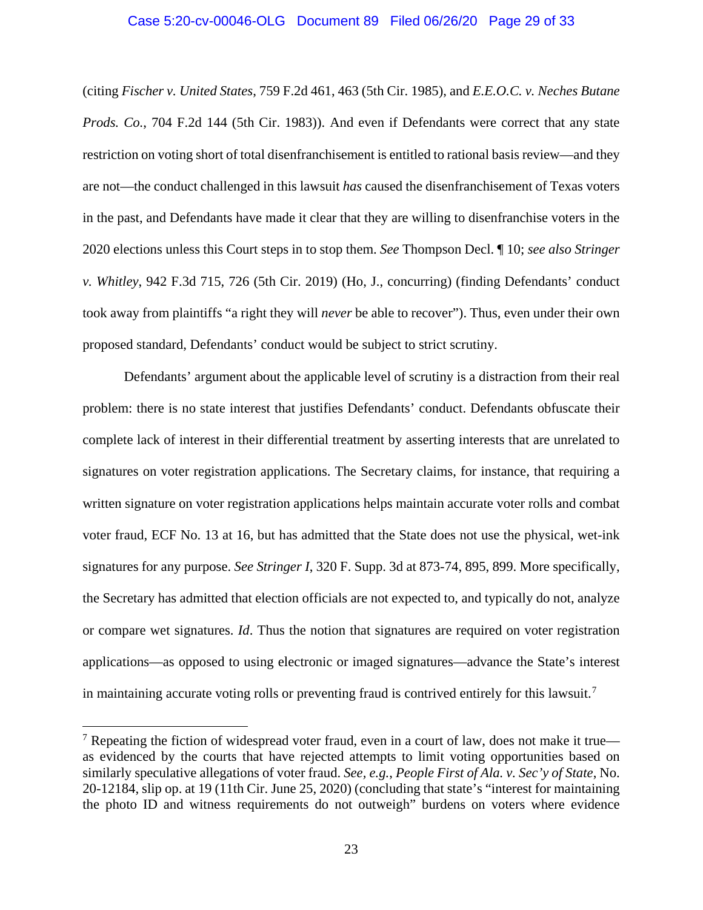(citing *Fischer v. United States*, 759 F.2d 461, 463 (5th Cir. 1985), and *E.E.O.C. v. Neches Butane Prods. Co.*, 704 F.2d 144 (5th Cir. 1983)). And even if Defendants were correct that any state restriction on voting short of total disenfranchisement is entitled to rational basis review—and they are not—the conduct challenged in this lawsuit *has* caused the disenfranchisement of Texas voters in the past, and Defendants have made it clear that they are willing to disenfranchise voters in the 2020 elections unless this Court steps in to stop them. *See* Thompson Decl. ¶ 10; *see also Stringer v. Whitley*, 942 F.3d 715, 726 (5th Cir. 2019) (Ho, J., concurring) (finding Defendants' conduct took away from plaintiffs "a right they will *never* be able to recover"). Thus, even under their own proposed standard, Defendants' conduct would be subject to strict scrutiny.

Defendants' argument about the applicable level of scrutiny is a distraction from their real problem: there is no state interest that justifies Defendants' conduct. Defendants obfuscate their complete lack of interest in their differential treatment by asserting interests that are unrelated to signatures on voter registration applications. The Secretary claims, for instance, that requiring a written signature on voter registration applications helps maintain accurate voter rolls and combat voter fraud, ECF No. 13 at 16, but has admitted that the State does not use the physical, wet-ink signatures for any purpose. *See Stringer I*, 320 F. Supp. 3d at 873-74, 895, 899. More specifically, the Secretary has admitted that election officials are not expected to, and typically do not, analyze or compare wet signatures. *Id*. Thus the notion that signatures are required on voter registration applications—as opposed to using electronic or imaged signatures—advance the State's interest in maintaining accurate voting rolls or preventing fraud is contrived entirely for this lawsuit.[7]

---

[7] Repeating the fiction of widespread voter fraud, even in a court of law, does not make it true—as evidenced by the courts that have rejected attempts to limit voting opportunities based on similarly speculative allegations of voter fraud. *See, e.g.*, *People First of Ala. v. Sec'y of State*, No. 20-12184, slip op. at 19 (11th Cir. June 25, 2020) (concluding that state's "interest for maintaining the photo ID and witness requirements do not outweigh" burdens on voters where evidence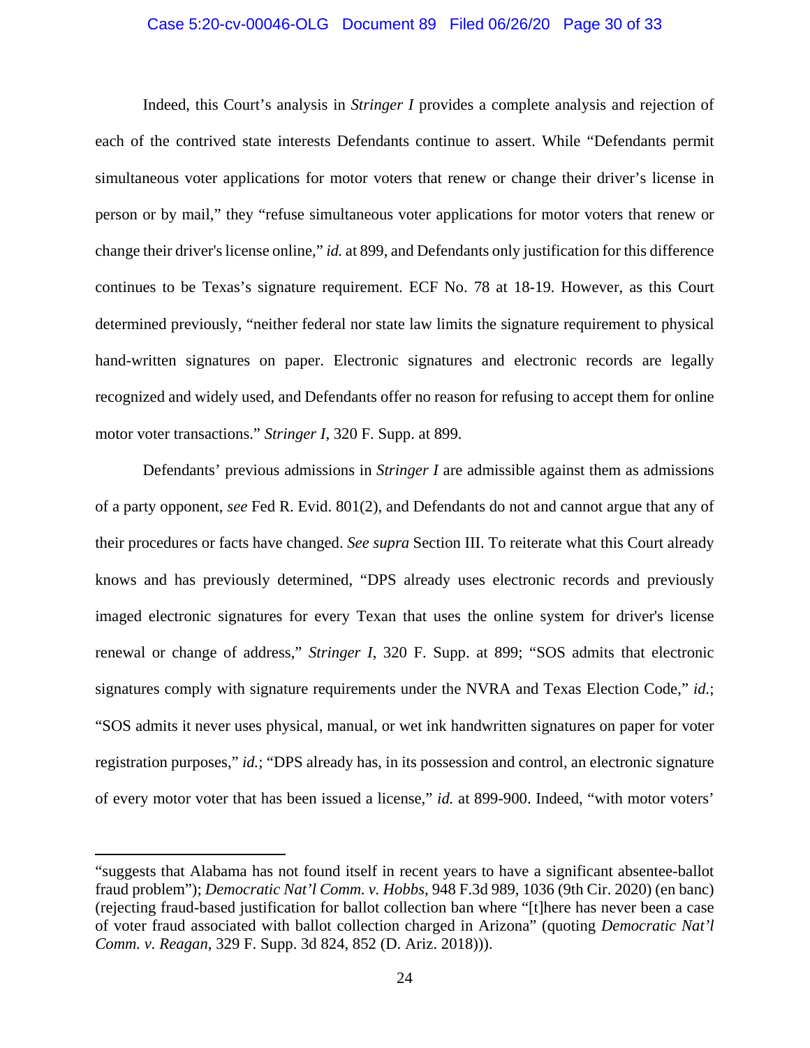Indeed, this Court's analysis in *Stringer I* provides a complete analysis and rejection of each of the contrived state interests Defendants continue to assert. While "Defendants permit simultaneous voter applications for motor voters that renew or change their driver's license in person or by mail," they "refuse simultaneous voter applications for motor voters that renew or change their driver's license online," *id.* at 899, and Defendants only justification for this difference continues to be Texas's signature requirement. ECF No. 78 at 18-19. However, as this Court determined previously, "neither federal nor state law limits the signature requirement to physical hand-written signatures on paper. Electronic signatures and electronic records are legally recognized and widely used, and Defendants offer no reason for refusing to accept them for online motor voter transactions." *Stringer I*, 320 F. Supp. at 899.

Defendants' previous admissions in *Stringer I* are admissible against them as admissions of a party opponent, *see* Fed R. Evid. 801(2), and Defendants do not and cannot argue that any of their procedures or facts have changed. *See supra* Section III. To reiterate what this Court already knows and has previously determined, "DPS already uses electronic records and previously imaged electronic signatures for every Texan that uses the online system for driver's license renewal or change of address," *Stringer I*, 320 F. Supp. at 899; "SOS admits that electronic signatures comply with signature requirements under the NVRA and Texas Election Code," *id.*; "SOS admits it never uses physical, manual, or wet ink handwritten signatures on paper for voter registration purposes," *id.*; "DPS already has, in its possession and control, an electronic signature of every motor voter that has been issued a license," *id.* at 899-900. Indeed, "with motor voters'

---

"suggests that Alabama has not found itself in recent years to have a significant absentee-ballot fraud problem"); *Democratic Nat'l Comm. v. Hobbs*, 948 F.3d 989, 1036 (9th Cir. 2020) (en banc) (rejecting fraud-based justification for ballot collection ban where "[t]here has never been a case of voter fraud associated with ballot collection charged in Arizona" (quoting *Democratic Nat'l Comm. v. Reagan*, 329 F. Supp. 3d 824, 852 (D. Ariz. 2018))).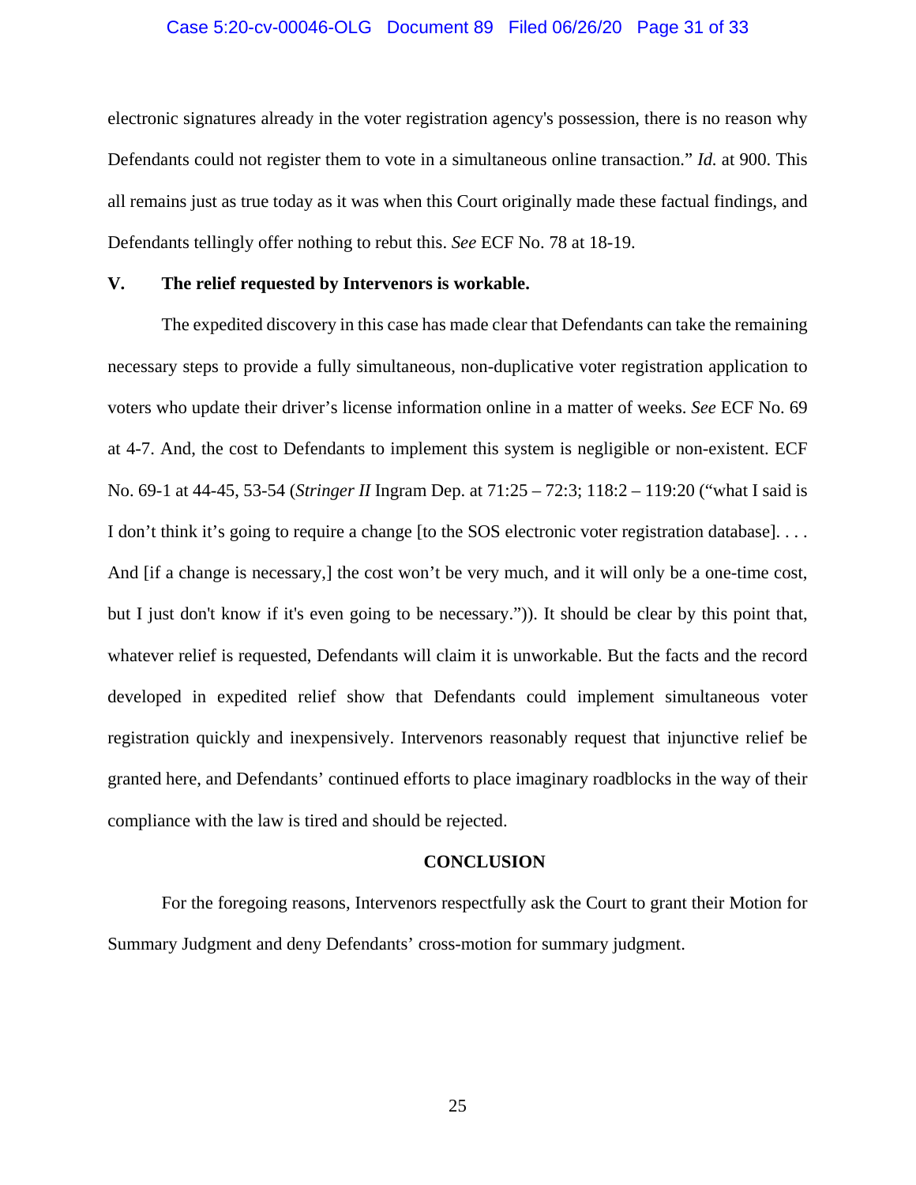electronic signatures already in the voter registration agency's possession, there is no reason why Defendants could not register them to vote in a simultaneous online transaction." *Id.* at 900. This all remains just as true today as it was when this Court originally made these factual findings, and Defendants tellingly offer nothing to rebut this. *See* ECF No. 78 at 18-19.

## V. The relief requested by Intervenors is workable.

The expedited discovery in this case has made clear that Defendants can take the remaining necessary steps to provide a fully simultaneous, non-duplicative voter registration application to voters who update their driver's license information online in a matter of weeks. *See* ECF No. 69 at 4-7. And, the cost to Defendants to implement this system is negligible or non-existent. ECF No. 69-1 at 44-45, 53-54 (*Stringer II* Ingram Dep. at 71:25 – 72:3; 118:2 – 119:20 ("what I said is I don't think it's going to require a change [to the SOS electronic voter registration database]. . . . And [if a change is necessary,] the cost won't be very much, and it will only be a one-time cost, but I just don't know if it's even going to be necessary.")). It should be clear by this point that, whatever relief is requested, Defendants will claim it is unworkable. But the facts and the record developed in expedited relief show that Defendants could implement simultaneous voter registration quickly and inexpensively. Intervenors reasonably request that injunctive relief be granted here, and Defendants' continued efforts to place imaginary roadblocks in the way of their compliance with the law is tired and should be rejected.

## CONCLUSION

For the foregoing reasons, Intervenors respectfully ask the Court to grant their Motion for Summary Judgment and deny Defendants' cross-motion for summary judgment.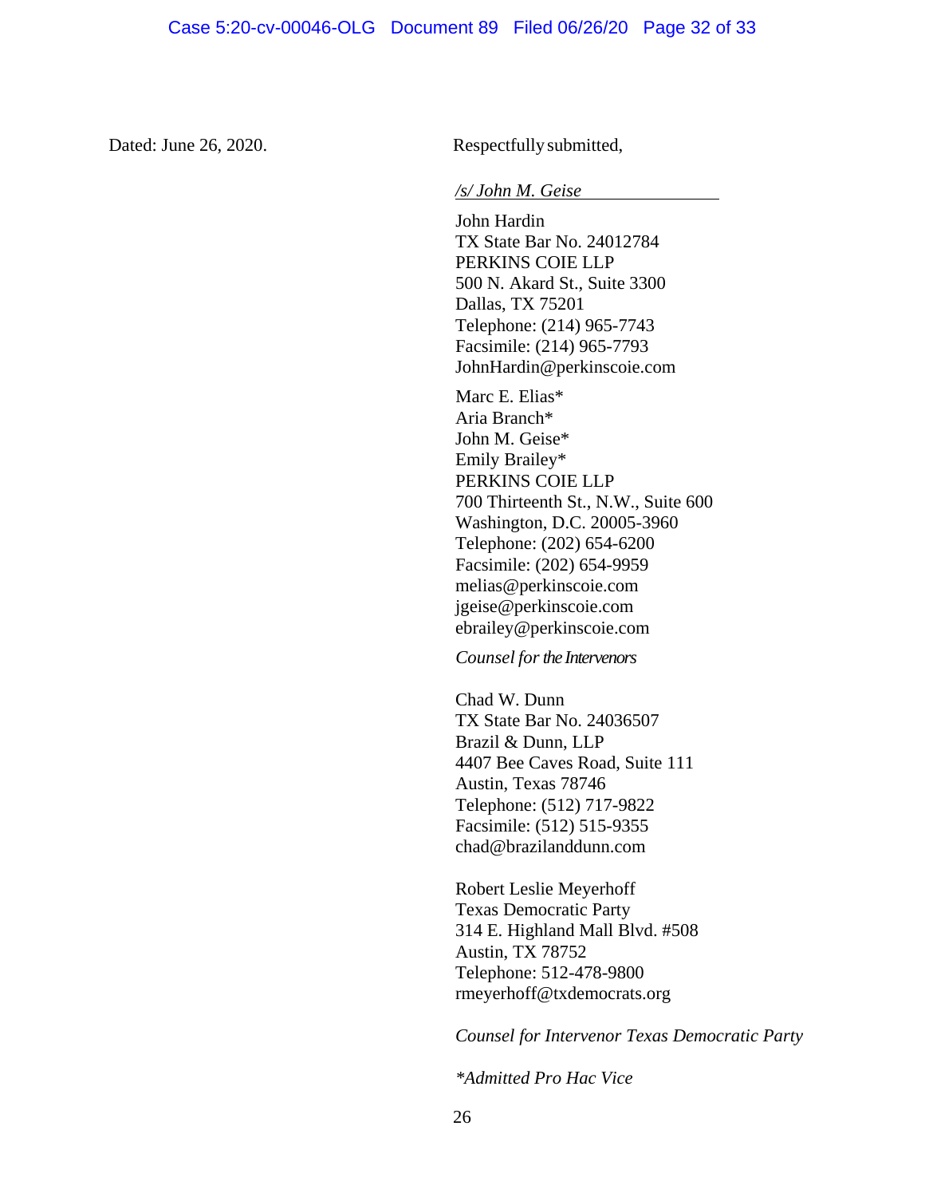Dated: June 26, 2020.

Respectfully submitted,

*/s/ John M. Geise*

John Hardin
TX State Bar No. 24012784
PERKINS COIE LLP
500 N. Akard St., Suite 3300
Dallas, TX 75201
Telephone: (214) 965-7743
Facsimile: (214) 965-7793
JohnHardin@perkinscoie.com

Marc E. Elias*
Aria Branch*
John M. Geise*
Emily Brailey*
PERKINS COIE LLP
700 Thirteenth St., N.W., Suite 600
Washington, D.C. 20005-3960
Telephone: (202) 654-6200
Facsimile: (202) 654-9959
melias@perkinscoie.com
jgeise@perkinscoie.com
ebrailey@perkinscoie.com

*Counsel for the Intervenors*

Chad W. Dunn
TX State Bar No. 24036507
Brazil & Dunn, LLP
4407 Bee Caves Road, Suite 111
Austin, Texas 78746
Telephone: (512) 717-9822
Facsimile: (512) 515-9355
chad@brazilanddunn.com

Robert Leslie Meyerhoff
Texas Democratic Party
314 E. Highland Mall Blvd. #508
Austin, TX 78752
Telephone: 512-478-9800
rmeyerhoff@txdemocrats.org

*Counsel for Intervenor Texas Democratic Party*

*\*Admitted Pro Hac Vice*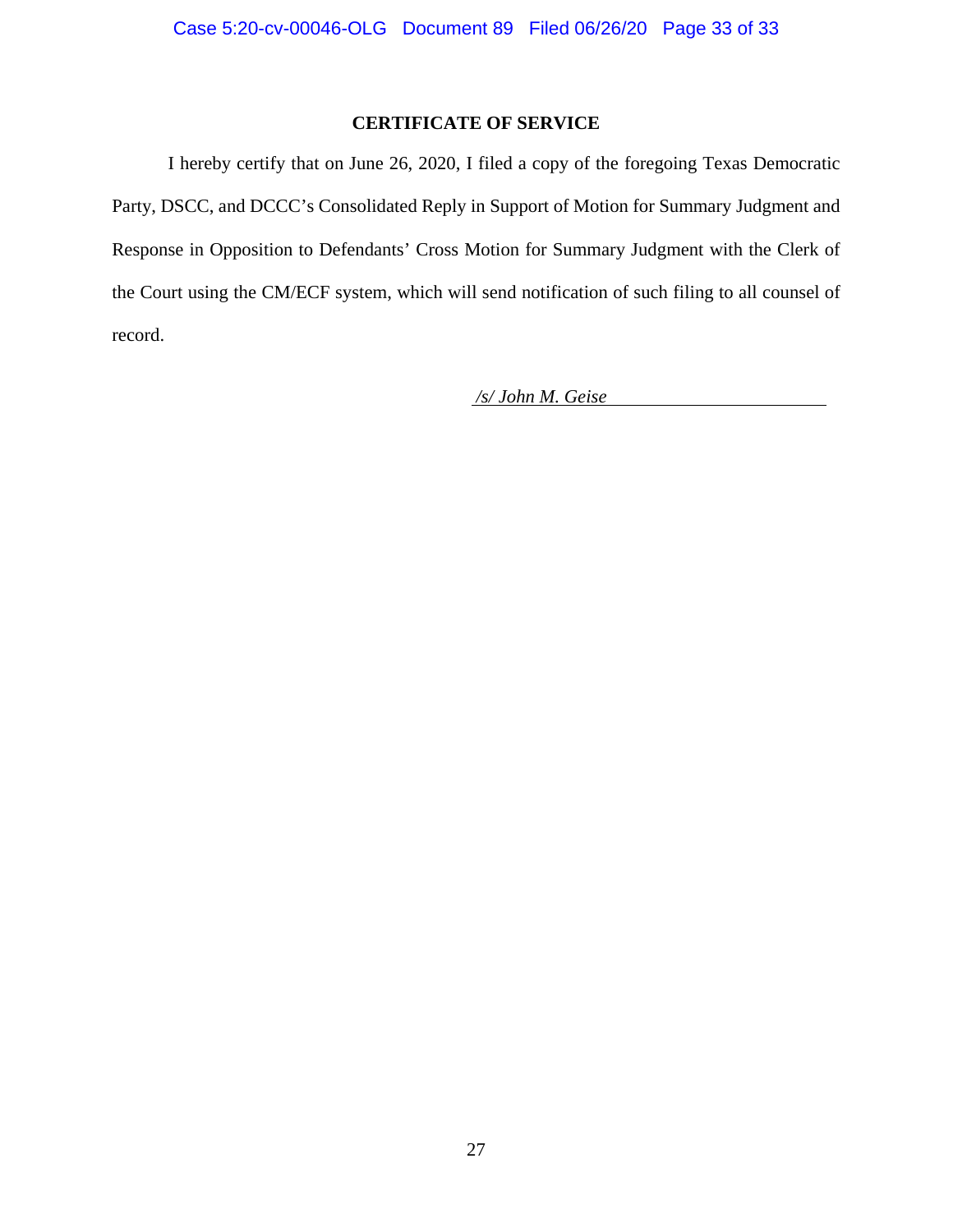**CERTIFICATE OF SERVICE**

I hereby certify that on June 26, 2020, I filed a copy of the foregoing Texas Democratic Party, DSCC, and DCCC's Consolidated Reply in Support of Motion for Summary Judgment and Response in Opposition to Defendants' Cross Motion for Summary Judgment with the Clerk of the Court using the CM/ECF system, which will send notification of such filing to all counsel of record.

*/s/ John M. Geise*